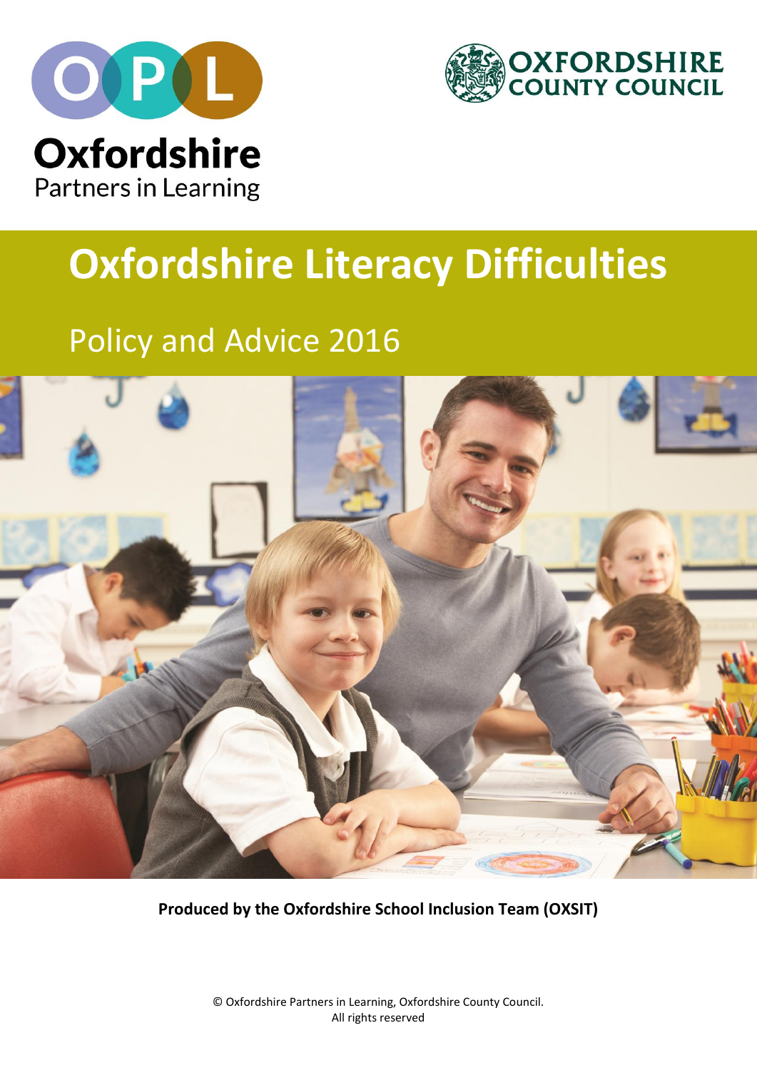OPL

Oxfordshire
Partners in Learning

OXFORDSHIRE COUNTY COUNCIL

# Oxfordshire Literacy Difficulties

## Policy and Advice 2016

**Produced by the Oxfordshire School Inclusion Team (OXSIT)**

© Oxfordshire Partners in Learning, Oxfordshire County Council.
All rights reserved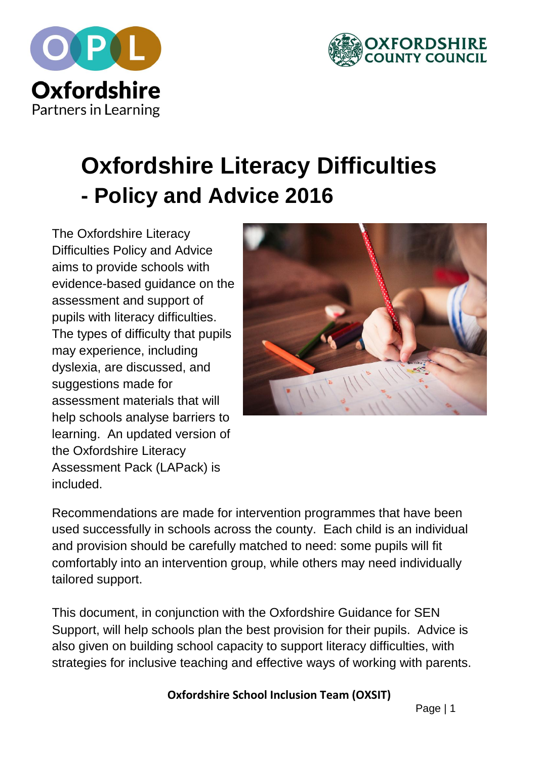Oxfordshire Partners in Learning

OXFORDSHIRE COUNTY COUNCIL

# Oxfordshire Literacy Difficulties - Policy and Advice 2016

The Oxfordshire Literacy Difficulties Policy and Advice aims to provide schools with evidence-based guidance on the assessment and support of pupils with literacy difficulties. The types of difficulty that pupils may experience, including dyslexia, are discussed, and suggestions made for assessment materials that will help schools analyse barriers to learning. An updated version of the Oxfordshire Literacy Assessment Pack (LAPack) is included.

Recommendations are made for intervention programmes that have been used successfully in schools across the county. Each child is an individual and provision should be carefully matched to need: some pupils will fit comfortably into an intervention group, while others may need individually tailored support.

This document, in conjunction with the Oxfordshire Guidance for SEN Support, will help schools plan the best provision for their pupils. Advice is also given on building school capacity to support literacy difficulties, with strategies for inclusive teaching and effective ways of working with parents.

**Oxfordshire School Inclusion Team (OXSIT)**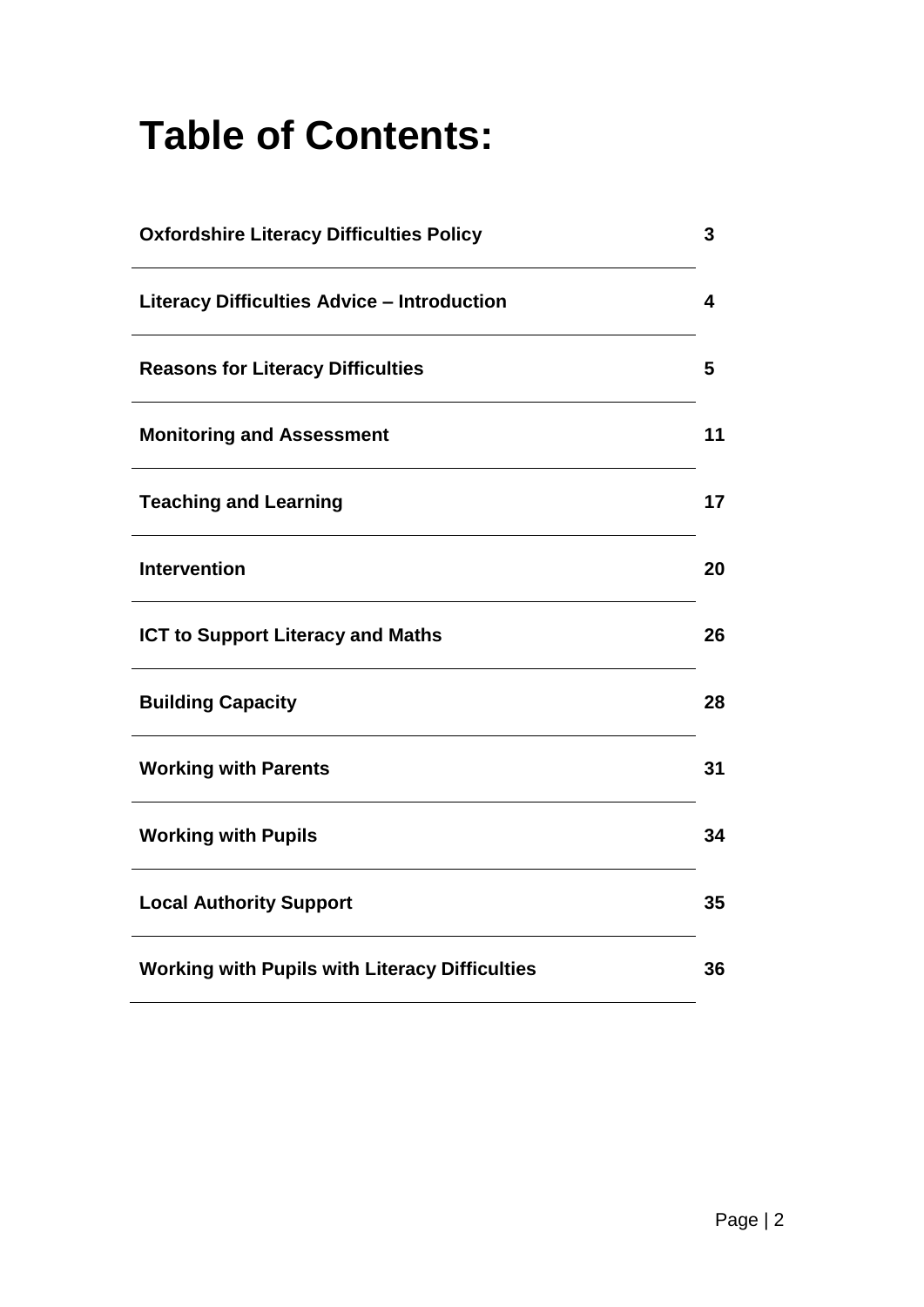# Table of Contents:

| | |
|---|---|
| **Oxfordshire Literacy Difficulties Policy** | **3** |
| **Literacy Difficulties Advice – Introduction** | **4** |
| **Reasons for Literacy Difficulties** | **5** |
| **Monitoring and Assessment** | **11** |
| **Teaching and Learning** | **17** |
| **Intervention** | **20** |
| **ICT to Support Literacy and Maths** | **26** |
| **Building Capacity** | **28** |
| **Working with Parents** | **31** |
| **Working with Pupils** | **34** |
| **Local Authority Support** | **35** |
| **Working with Pupils with Literacy Difficulties** | **36** |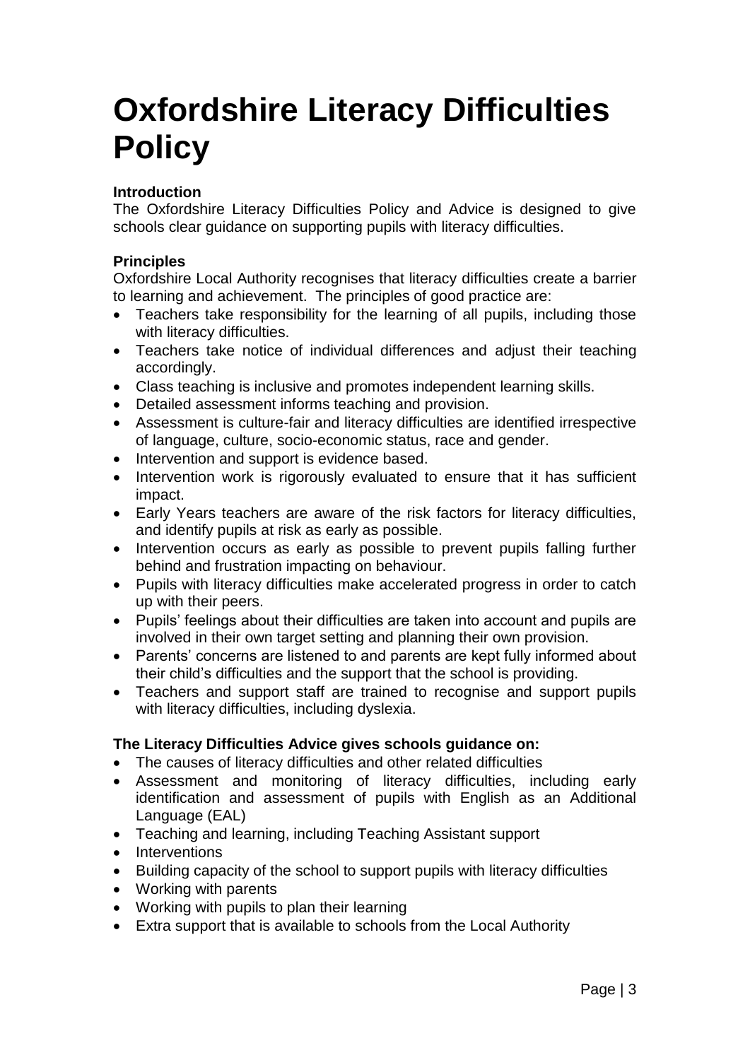# Oxfordshire Literacy Difficulties Policy

**Introduction**

The Oxfordshire Literacy Difficulties Policy and Advice is designed to give schools clear guidance on supporting pupils with literacy difficulties.

**Principles**

Oxfordshire Local Authority recognises that literacy difficulties create a barrier to learning and achievement. The principles of good practice are:

- Teachers take responsibility for the learning of all pupils, including those with literacy difficulties.
- Teachers take notice of individual differences and adjust their teaching accordingly.
- Class teaching is inclusive and promotes independent learning skills.
- Detailed assessment informs teaching and provision.
- Assessment is culture-fair and literacy difficulties are identified irrespective of language, culture, socio-economic status, race and gender.
- Intervention and support is evidence based.
- Intervention work is rigorously evaluated to ensure that it has sufficient impact.
- Early Years teachers are aware of the risk factors for literacy difficulties, and identify pupils at risk as early as possible.
- Intervention occurs as early as possible to prevent pupils falling further behind and frustration impacting on behaviour.
- Pupils with literacy difficulties make accelerated progress in order to catch up with their peers.
- Pupils' feelings about their difficulties are taken into account and pupils are involved in their own target setting and planning their own provision.
- Parents' concerns are listened to and parents are kept fully informed about their child's difficulties and the support that the school is providing.
- Teachers and support staff are trained to recognise and support pupils with literacy difficulties, including dyslexia.

**The Literacy Difficulties Advice gives schools guidance on:**

- The causes of literacy difficulties and other related difficulties
- Assessment and monitoring of literacy difficulties, including early identification and assessment of pupils with English as an Additional Language (EAL)
- Teaching and learning, including Teaching Assistant support
- Interventions
- Building capacity of the school to support pupils with literacy difficulties
- Working with parents
- Working with pupils to plan their learning
- Extra support that is available to schools from the Local Authority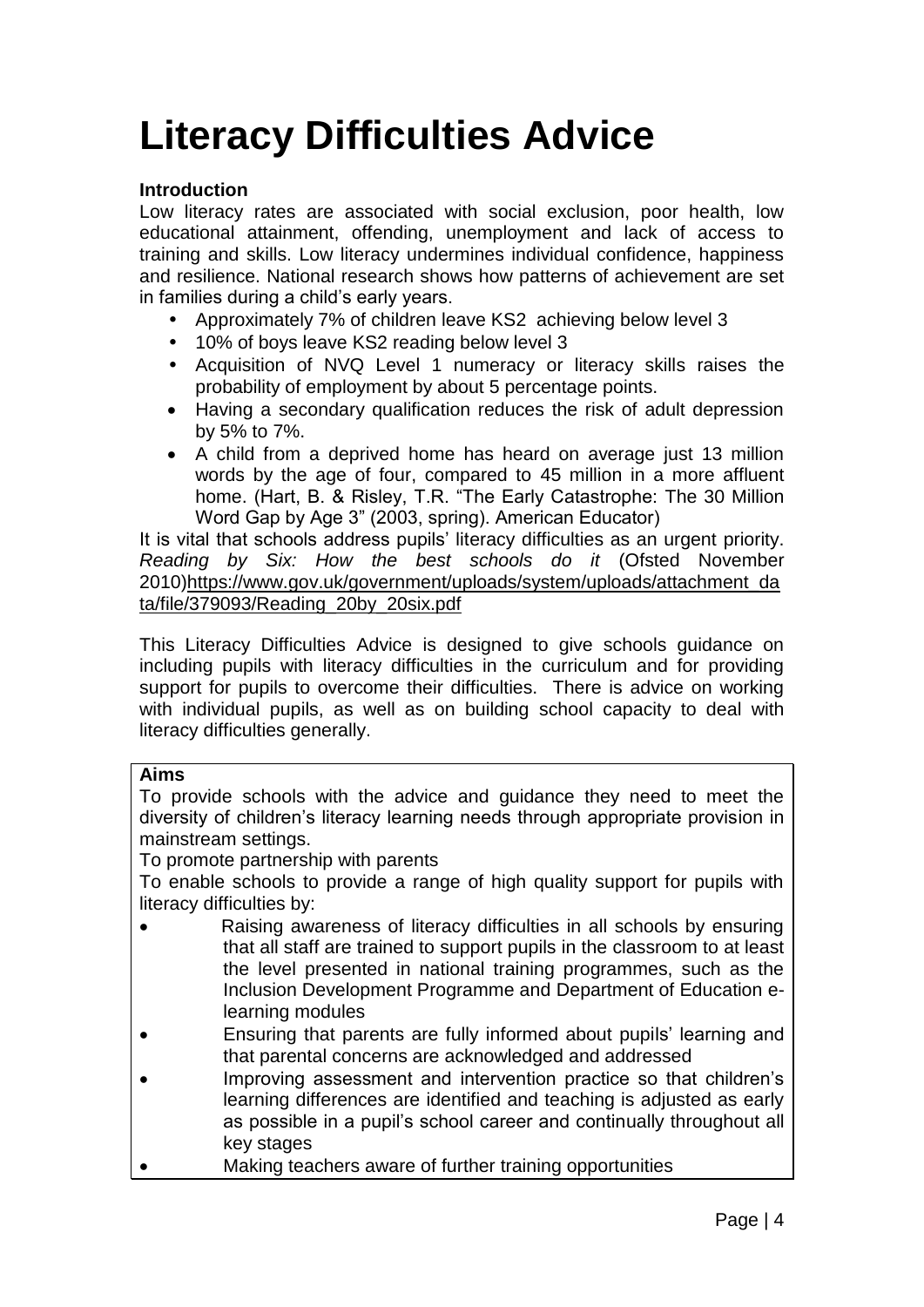# Literacy Difficulties Advice

**Introduction**

Low literacy rates are associated with social exclusion, poor health, low educational attainment, offending, unemployment and lack of access to training and skills. Low literacy undermines individual confidence, happiness and resilience. National research shows how patterns of achievement are set in families during a child's early years.

- Approximately 7% of children leave KS2 achieving below level 3
- 10% of boys leave KS2 reading below level 3
- Acquisition of NVQ Level 1 numeracy or literacy skills raises the probability of employment by about 5 percentage points.
- Having a secondary qualification reduces the risk of adult depression by 5% to 7%.
- A child from a deprived home has heard on average just 13 million words by the age of four, compared to 45 million in a more affluent home. (Hart, B. & Risley, T.R. "The Early Catastrophe: The 30 Million Word Gap by Age 3" (2003, spring). American Educator)

It is vital that schools address pupils' literacy difficulties as an urgent priority. *Reading by Six: How the best schools do it* (Ofsted November 2010)https://www.gov.uk/government/uploads/system/uploads/attachment_data/file/379093/Reading_20by_20six.pdf

This Literacy Difficulties Advice is designed to give schools guidance on including pupils with literacy difficulties in the curriculum and for providing support for pupils to overcome their difficulties. There is advice on working with individual pupils, as well as on building school capacity to deal with literacy difficulties generally.

**Aims**

To provide schools with the advice and guidance they need to meet the diversity of children's literacy learning needs through appropriate provision in mainstream settings.

To promote partnership with parents

To enable schools to provide a range of high quality support for pupils with literacy difficulties by:

- Raising awareness of literacy difficulties in all schools by ensuring that all staff are trained to support pupils in the classroom to at least the level presented in national training programmes, such as the Inclusion Development Programme and Department of Education e-learning modules
- Ensuring that parents are fully informed about pupils' learning and that parental concerns are acknowledged and addressed
- Improving assessment and intervention practice so that children's learning differences are identified and teaching is adjusted as early as possible in a pupil's school career and continually throughout all key stages
- Making teachers aware of further training opportunities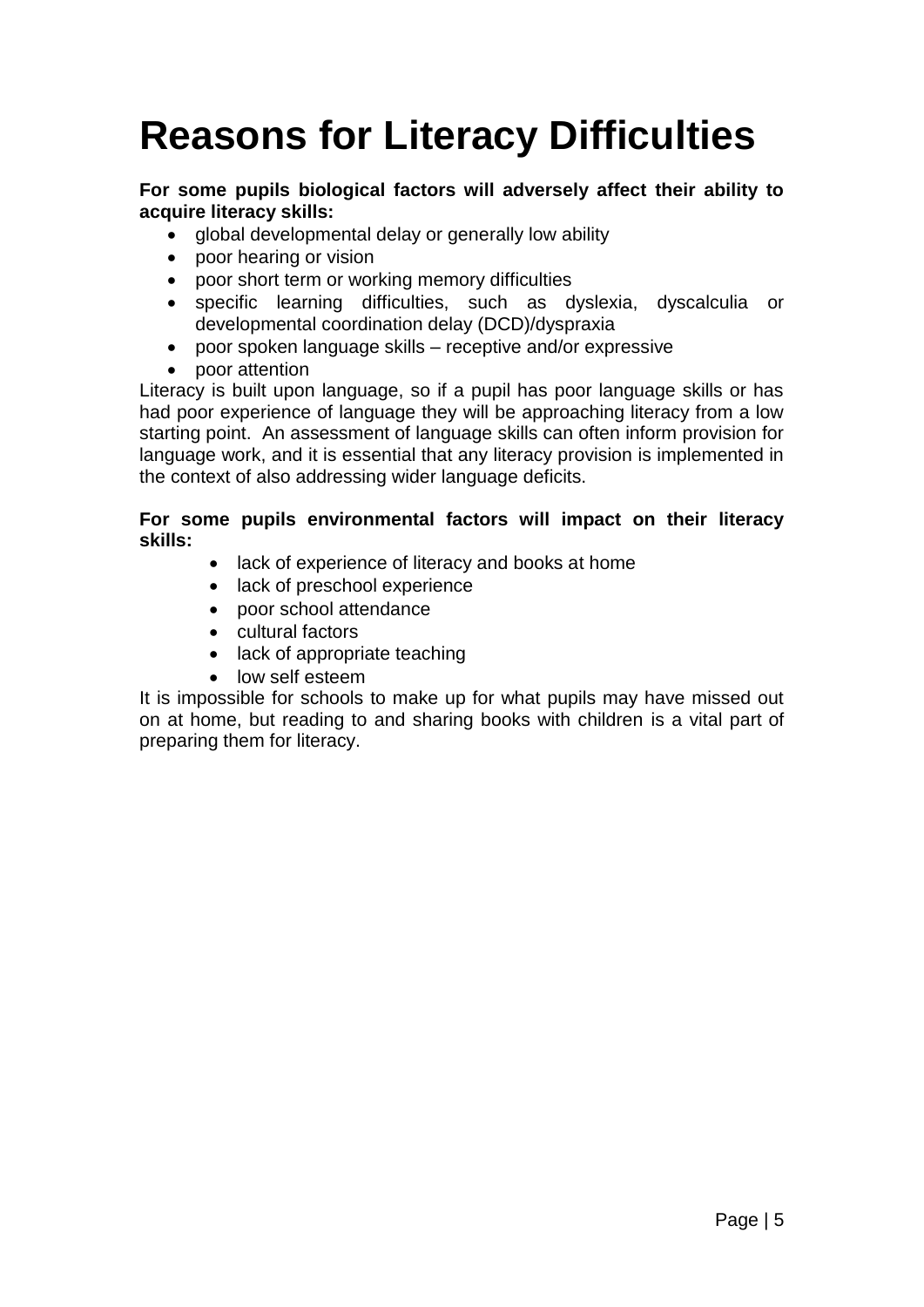# Reasons for Literacy Difficulties

**For some pupils biological factors will adversely affect their ability to acquire literacy skills:**

- global developmental delay or generally low ability
- poor hearing or vision
- poor short term or working memory difficulties
- specific learning difficulties, such as dyslexia, dyscalculia or developmental coordination delay (DCD)/dyspraxia
- poor spoken language skills – receptive and/or expressive
- poor attention

Literacy is built upon language, so if a pupil has poor language skills or has had poor experience of language they will be approaching literacy from a low starting point. An assessment of language skills can often inform provision for language work, and it is essential that any literacy provision is implemented in the context of also addressing wider language deficits.

**For some pupils environmental factors will impact on their literacy skills:**

- lack of experience of literacy and books at home
- lack of preschool experience
- poor school attendance
- cultural factors
- lack of appropriate teaching
- low self esteem

It is impossible for schools to make up for what pupils may have missed out on at home, but reading to and sharing books with children is a vital part of preparing them for literacy.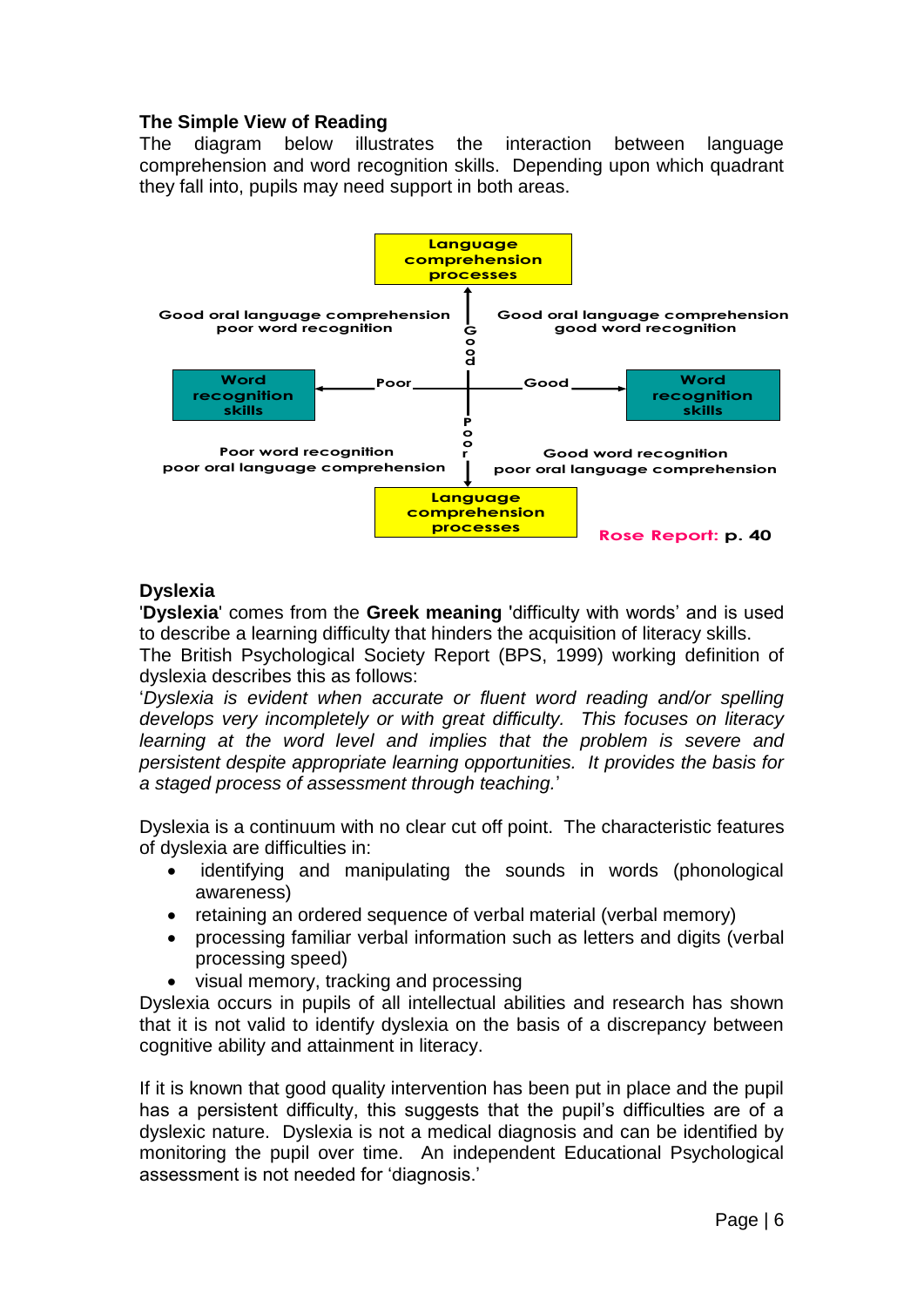### The Simple View of Reading

The diagram below illustrates the interaction between language comprehension and word recognition skills. Depending upon which quadrant they fall into, pupils may need support in both areas.

Language comprehension processes

Good oral language comprehension poor word recognition

Good oral language comprehension good word recognition

Word recognition skills — Poor — Good — Word recognition skills

Poor word recognition poor oral language comprehension

Good word recognition poor oral language comprehension

Language comprehension processes

**Rose Report: p. 40**

### Dyslexia

'**Dyslexia**' comes from the **Greek meaning** 'difficulty with words' and is used to describe a learning difficulty that hinders the acquisition of literacy skills.

The British Psychological Society Report (BPS, 1999) working definition of dyslexia describes this as follows:

'*Dyslexia is evident when accurate or fluent word reading and/or spelling develops very incompletely or with great difficulty. This focuses on literacy learning at the word level and implies that the problem is severe and persistent despite appropriate learning opportunities. It provides the basis for a staged process of assessment through teaching.*'

Dyslexia is a continuum with no clear cut off point. The characteristic features of dyslexia are difficulties in:

- identifying and manipulating the sounds in words (phonological awareness)
- retaining an ordered sequence of verbal material (verbal memory)
- processing familiar verbal information such as letters and digits (verbal processing speed)
- visual memory, tracking and processing

Dyslexia occurs in pupils of all intellectual abilities and research has shown that it is not valid to identify dyslexia on the basis of a discrepancy between cognitive ability and attainment in literacy.

If it is known that good quality intervention has been put in place and the pupil has a persistent difficulty, this suggests that the pupil's difficulties are of a dyslexic nature. Dyslexia is not a medical diagnosis and can be identified by monitoring the pupil over time. An independent Educational Psychological assessment is not needed for 'diagnosis.'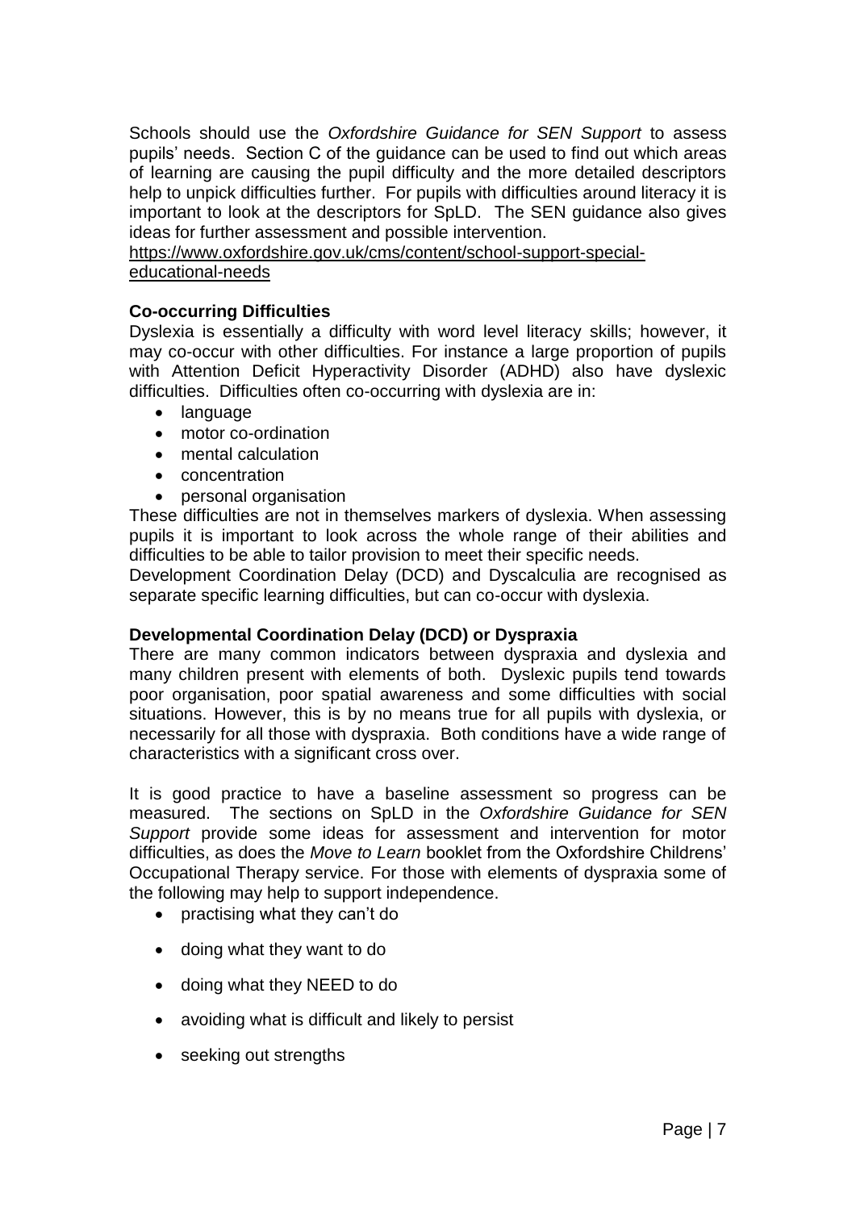Schools should use the *Oxfordshire Guidance for SEN Support* to assess pupils' needs. Section C of the guidance can be used to find out which areas of learning are causing the pupil difficulty and the more detailed descriptors help to unpick difficulties further. For pupils with difficulties around literacy it is important to look at the descriptors for SpLD. The SEN guidance also gives ideas for further assessment and possible intervention.
https://www.oxfordshire.gov.uk/cms/content/school-support-special-educational-needs

**Co-occurring Difficulties**

Dyslexia is essentially a difficulty with word level literacy skills; however, it may co-occur with other difficulties. For instance a large proportion of pupils with Attention Deficit Hyperactivity Disorder (ADHD) also have dyslexic difficulties. Difficulties often co-occurring with dyslexia are in:

- language
- motor co-ordination
- mental calculation
- concentration
- personal organisation

These difficulties are not in themselves markers of dyslexia. When assessing pupils it is important to look across the whole range of their abilities and difficulties to be able to tailor provision to meet their specific needs.

Development Coordination Delay (DCD) and Dyscalculia are recognised as separate specific learning difficulties, but can co-occur with dyslexia.

**Developmental Coordination Delay (DCD) or Dyspraxia**

There are many common indicators between dyspraxia and dyslexia and many children present with elements of both. Dyslexic pupils tend towards poor organisation, poor spatial awareness and some difficulties with social situations. However, this is by no means true for all pupils with dyslexia, or necessarily for all those with dyspraxia. Both conditions have a wide range of characteristics with a significant cross over.

It is good practice to have a baseline assessment so progress can be measured. The sections on SpLD in the *Oxfordshire Guidance for SEN Support* provide some ideas for assessment and intervention for motor difficulties, as does the *Move to Learn* booklet from the Oxfordshire Childrens' Occupational Therapy service. For those with elements of dyspraxia some of the following may help to support independence.

- practising what they can't do
- doing what they want to do
- doing what they NEED to do
- avoiding what is difficult and likely to persist
- seeking out strengths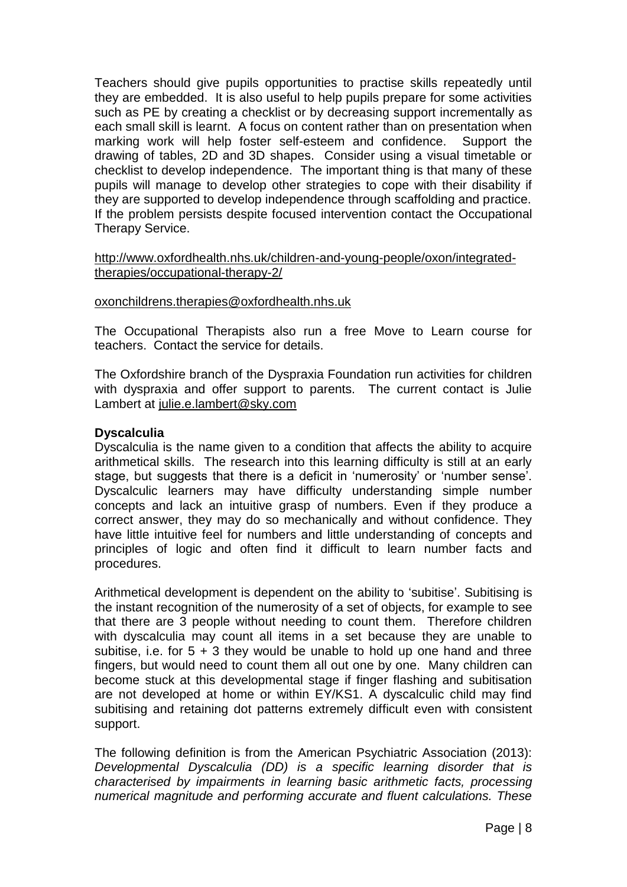Teachers should give pupils opportunities to practise skills repeatedly until they are embedded. It is also useful to help pupils prepare for some activities such as PE by creating a checklist or by decreasing support incrementally as each small skill is learnt. A focus on content rather than on presentation when marking work will help foster self-esteem and confidence. Support the drawing of tables, 2D and 3D shapes. Consider using a visual timetable or checklist to develop independence. The important thing is that many of these pupils will manage to develop other strategies to cope with their disability if they are supported to develop independence through scaffolding and practice. If the problem persists despite focused intervention contact the Occupational Therapy Service.

http://www.oxfordhealth.nhs.uk/children-and-young-people/oxon/integrated-therapies/occupational-therapy-2/

oxonchildrens.therapies@oxfordhealth.nhs.uk

The Occupational Therapists also run a free Move to Learn course for teachers. Contact the service for details.

The Oxfordshire branch of the Dyspraxia Foundation run activities for children with dyspraxia and offer support to parents. The current contact is Julie Lambert at julie.e.lambert@sky.com

**Dyscalculia**

Dyscalculia is the name given to a condition that affects the ability to acquire arithmetical skills. The research into this learning difficulty is still at an early stage, but suggests that there is a deficit in 'numerosity' or 'number sense'. Dyscalculic learners may have difficulty understanding simple number concepts and lack an intuitive grasp of numbers. Even if they produce a correct answer, they may do so mechanically and without confidence. They have little intuitive feel for numbers and little understanding of concepts and principles of logic and often find it difficult to learn number facts and procedures.

Arithmetical development is dependent on the ability to 'subitise'. Subitising is the instant recognition of the numerosity of a set of objects, for example to see that there are 3 people without needing to count them. Therefore children with dyscalculia may count all items in a set because they are unable to subitise, i.e. for 5 + 3 they would be unable to hold up one hand and three fingers, but would need to count them all out one by one. Many children can become stuck at this developmental stage if finger flashing and subitisation are not developed at home or within EY/KS1. A dyscalculic child may find subitising and retaining dot patterns extremely difficult even with consistent support.

The following definition is from the American Psychiatric Association (2013): *Developmental Dyscalculia (DD) is a specific learning disorder that is characterised by impairments in learning basic arithmetic facts, processing numerical magnitude and performing accurate and fluent calculations. These*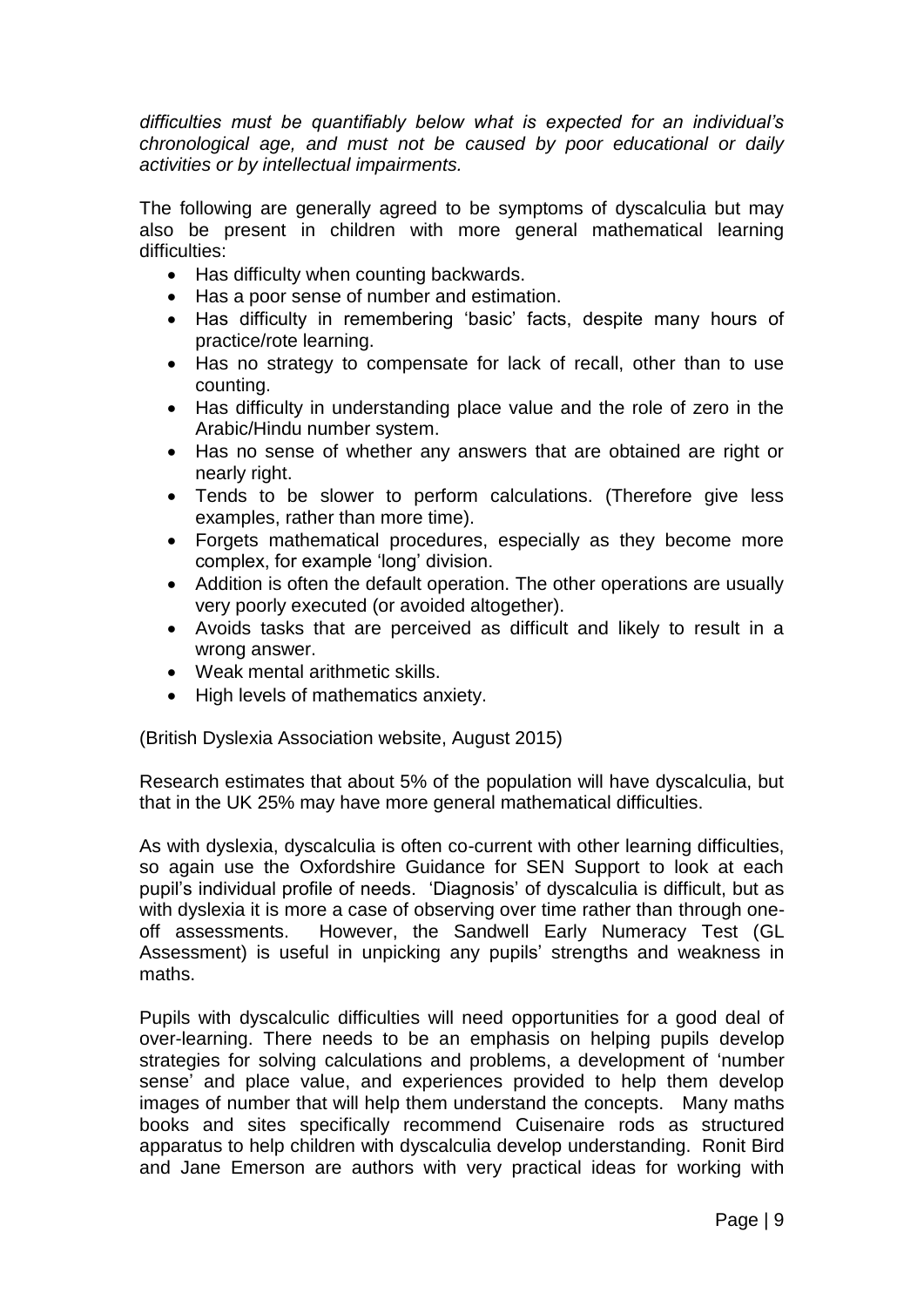*difficulties must be quantifiably below what is expected for an individual's chronological age, and must not be caused by poor educational or daily activities or by intellectual impairments.*

The following are generally agreed to be symptoms of dyscalculia but may also be present in children with more general mathematical learning difficulties:

- Has difficulty when counting backwards.
- Has a poor sense of number and estimation.
- Has difficulty in remembering 'basic' facts, despite many hours of practice/rote learning.
- Has no strategy to compensate for lack of recall, other than to use counting.
- Has difficulty in understanding place value and the role of zero in the Arabic/Hindu number system.
- Has no sense of whether any answers that are obtained are right or nearly right.
- Tends to be slower to perform calculations. (Therefore give less examples, rather than more time).
- Forgets mathematical procedures, especially as they become more complex, for example 'long' division.
- Addition is often the default operation. The other operations are usually very poorly executed (or avoided altogether).
- Avoids tasks that are perceived as difficult and likely to result in a wrong answer.
- Weak mental arithmetic skills.
- High levels of mathematics anxiety.

(British Dyslexia Association website, August 2015)

Research estimates that about 5% of the population will have dyscalculia, but that in the UK 25% may have more general mathematical difficulties.

As with dyslexia, dyscalculia is often co-current with other learning difficulties, so again use the Oxfordshire Guidance for SEN Support to look at each pupil's individual profile of needs. 'Diagnosis' of dyscalculia is difficult, but as with dyslexia it is more a case of observing over time rather than through one-off assessments. However, the Sandwell Early Numeracy Test (GL Assessment) is useful in unpicking any pupils' strengths and weakness in maths.

Pupils with dyscalculic difficulties will need opportunities for a good deal of over-learning. There needs to be an emphasis on helping pupils develop strategies for solving calculations and problems, a development of 'number sense' and place value, and experiences provided to help them develop images of number that will help them understand the concepts. Many maths books and sites specifically recommend Cuisenaire rods as structured apparatus to help children with dyscalculia develop understanding. Ronit Bird and Jane Emerson are authors with very practical ideas for working with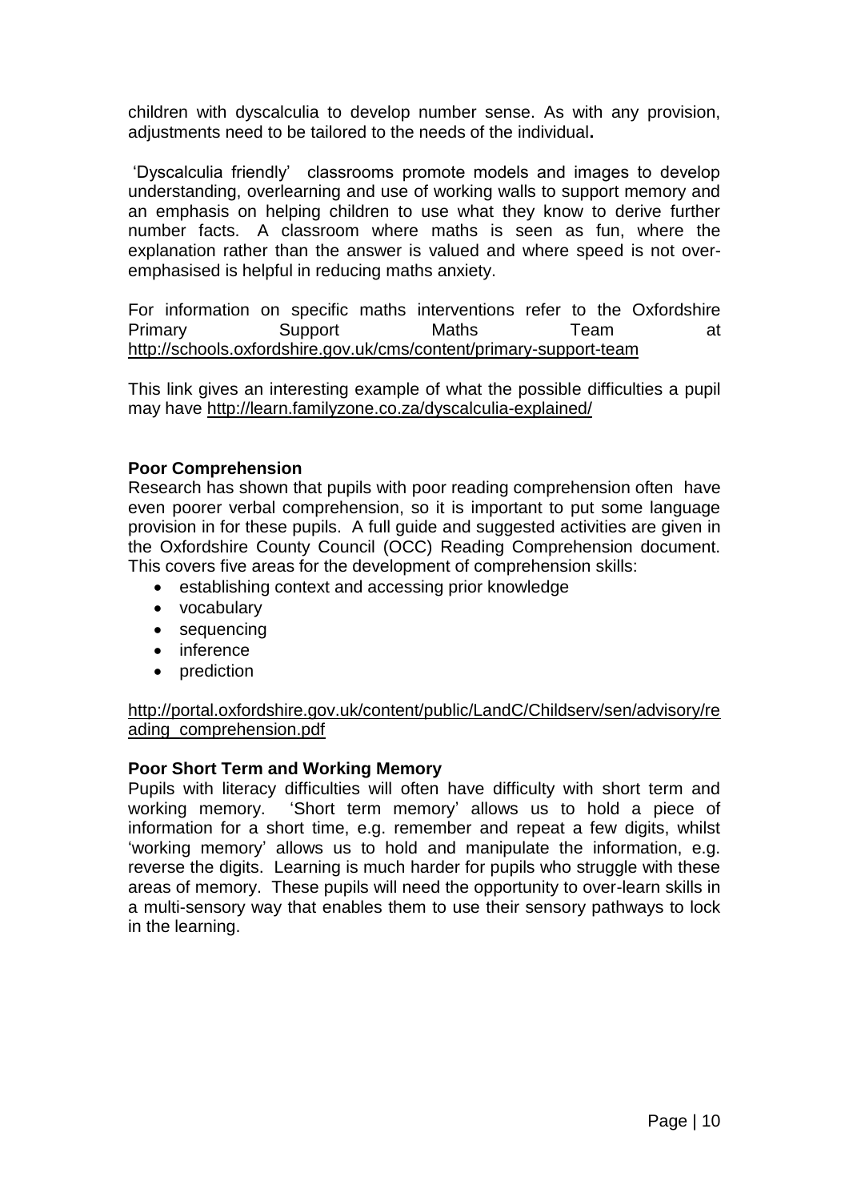children with dyscalculia to develop number sense. As with any provision, adjustments need to be tailored to the needs of the individual**.**

'Dyscalculia friendly' classrooms promote models and images to develop understanding, overlearning and use of working walls to support memory and an emphasis on helping children to use what they know to derive further number facts. A classroom where maths is seen as fun, where the explanation rather than the answer is valued and where speed is not over-emphasised is helpful in reducing maths anxiety.

For information on specific maths interventions refer to the Oxfordshire Primary Support Maths Team at http://schools.oxfordshire.gov.uk/cms/content/primary-support-team

This link gives an interesting example of what the possible difficulties a pupil may have http://learn.familyzone.co.za/dyscalculia-explained/

**Poor Comprehension**

Research has shown that pupils with poor reading comprehension often have even poorer verbal comprehension, so it is important to put some language provision in for these pupils. A full guide and suggested activities are given in the Oxfordshire County Council (OCC) Reading Comprehension document. This covers five areas for the development of comprehension skills:

- establishing context and accessing prior knowledge
- vocabulary
- sequencing
- inference
- prediction

http://portal.oxfordshire.gov.uk/content/public/LandC/Childserv/sen/advisory/reading_comprehension.pdf

**Poor Short Term and Working Memory**

Pupils with literacy difficulties will often have difficulty with short term and working memory. 'Short term memory' allows us to hold a piece of information for a short time, e.g. remember and repeat a few digits, whilst 'working memory' allows us to hold and manipulate the information, e.g. reverse the digits. Learning is much harder for pupils who struggle with these areas of memory. These pupils will need the opportunity to over-learn skills in a multi-sensory way that enables them to use their sensory pathways to lock in the learning.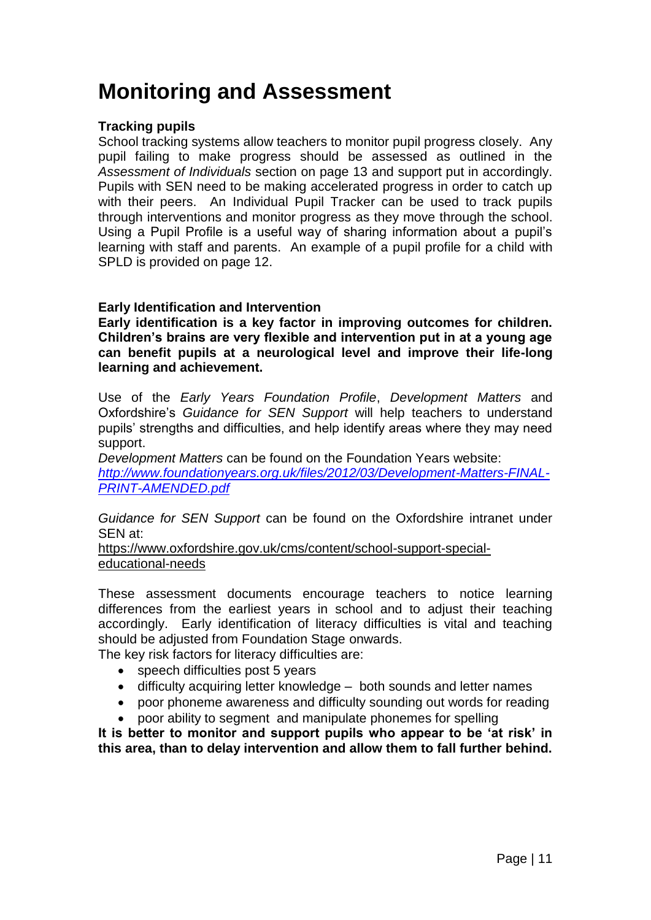# Monitoring and Assessment

**Tracking pupils**

School tracking systems allow teachers to monitor pupil progress closely. Any pupil failing to make progress should be assessed as outlined in the *Assessment of Individuals* section on page 13 and support put in accordingly. Pupils with SEN need to be making accelerated progress in order to catch up with their peers. An Individual Pupil Tracker can be used to track pupils through interventions and monitor progress as they move through the school. Using a Pupil Profile is a useful way of sharing information about a pupil's learning with staff and parents. An example of a pupil profile for a child with SPLD is provided on page 12.

**Early Identification and Intervention**

**Early identification is a key factor in improving outcomes for children. Children's brains are very flexible and intervention put in at a young age can benefit pupils at a neurological level and improve their life-long learning and achievement.**

Use of the *Early Years Foundation Profile*, *Development Matters* and Oxfordshire's *Guidance for SEN Support* will help teachers to understand pupils' strengths and difficulties, and help identify areas where they may need support.

*Development Matters* can be found on the Foundation Years website:
[http://www.foundationyears.org.uk/files/2012/03/Development-Matters-FINAL-PRINT-AMENDED.pdf](http://www.foundationyears.org.uk/files/2012/03/Development-Matters-FINAL-PRINT-AMENDED.pdf)

*Guidance for SEN Support* can be found on the Oxfordshire intranet under SEN at:
[https://www.oxfordshire.gov.uk/cms/content/school-support-special-educational-needs](https://www.oxfordshire.gov.uk/cms/content/school-support-special-educational-needs)

These assessment documents encourage teachers to notice learning differences from the earliest years in school and to adjust their teaching accordingly. Early identification of literacy difficulties is vital and teaching should be adjusted from Foundation Stage onwards.

The key risk factors for literacy difficulties are:

- speech difficulties post 5 years
- difficulty acquiring letter knowledge – both sounds and letter names
- poor phoneme awareness and difficulty sounding out words for reading
- poor ability to segment and manipulate phonemes for spelling

**It is better to monitor and support pupils who appear to be 'at risk' in this area, than to delay intervention and allow them to fall further behind.**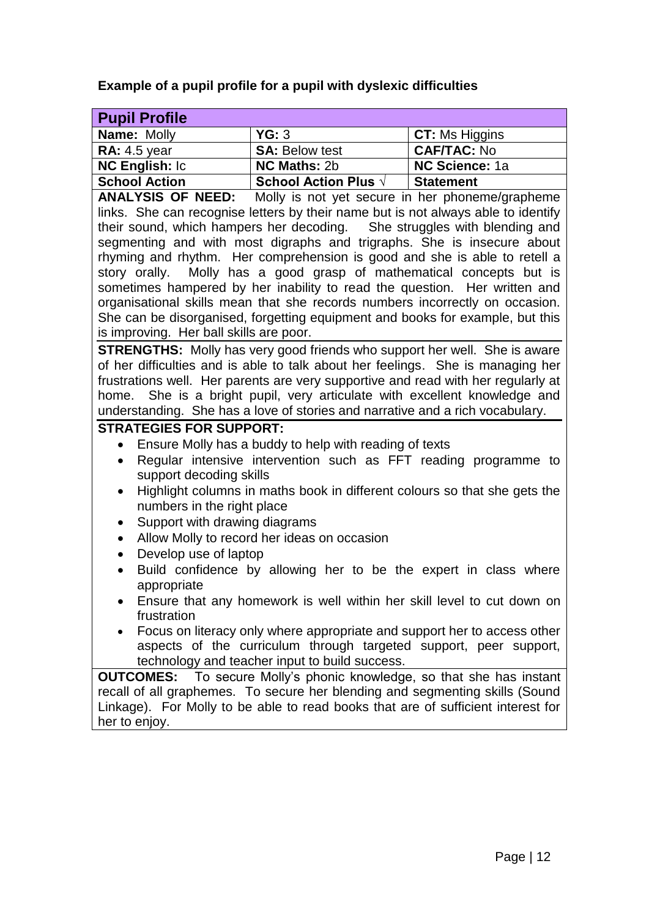**Example of a pupil profile for a pupil with dyslexic difficulties**

| **Pupil Profile** | | |
|---|---|---|
| **Name:** Molly | **YG:** 3 | **CT:** Ms Higgins |
| **RA:** 4.5 year | **SA:** Below test | **CAF/TAC:** No |
| **NC English:** Ic | **NC Maths:** 2b | **NC Science:** 1a |
| **School Action** | **School Action Plus** √ | **Statement** |

**ANALYSIS OF NEED:** Molly is not yet secure in her phoneme/grapheme links. She can recognise letters by their name but is not always able to identify their sound, which hampers her decoding. She struggles with blending and segmenting and with most digraphs and trigraphs. She is insecure about rhyming and rhythm. Her comprehension is good and she is able to retell a story orally. Molly has a good grasp of mathematical concepts but is sometimes hampered by her inability to read the question. Her written and organisational skills mean that she records numbers incorrectly on occasion. She can be disorganised, forgetting equipment and books for example, but this is improving. Her ball skills are poor.

**STRENGTHS:** Molly has very good friends who support her well. She is aware of her difficulties and is able to talk about her feelings. She is managing her frustrations well. Her parents are very supportive and read with her regularly at home. She is a bright pupil, very articulate with excellent knowledge and understanding. She has a love of stories and narrative and a rich vocabulary.

**STRATEGIES FOR SUPPORT:**

- Ensure Molly has a buddy to help with reading of texts
- Regular intensive intervention such as FFT reading programme to support decoding skills
- Highlight columns in maths book in different colours so that she gets the numbers in the right place
- Support with drawing diagrams
- Allow Molly to record her ideas on occasion
- Develop use of laptop
- Build confidence by allowing her to be the expert in class where appropriate
- Ensure that any homework is well within her skill level to cut down on frustration
- Focus on literacy only where appropriate and support her to access other aspects of the curriculum through targeted support, peer support, technology and teacher input to build success.

**OUTCOMES:** To secure Molly's phonic knowledge, so that she has instant recall of all graphemes. To secure her blending and segmenting skills (Sound Linkage). For Molly to be able to read books that are of sufficient interest for her to enjoy.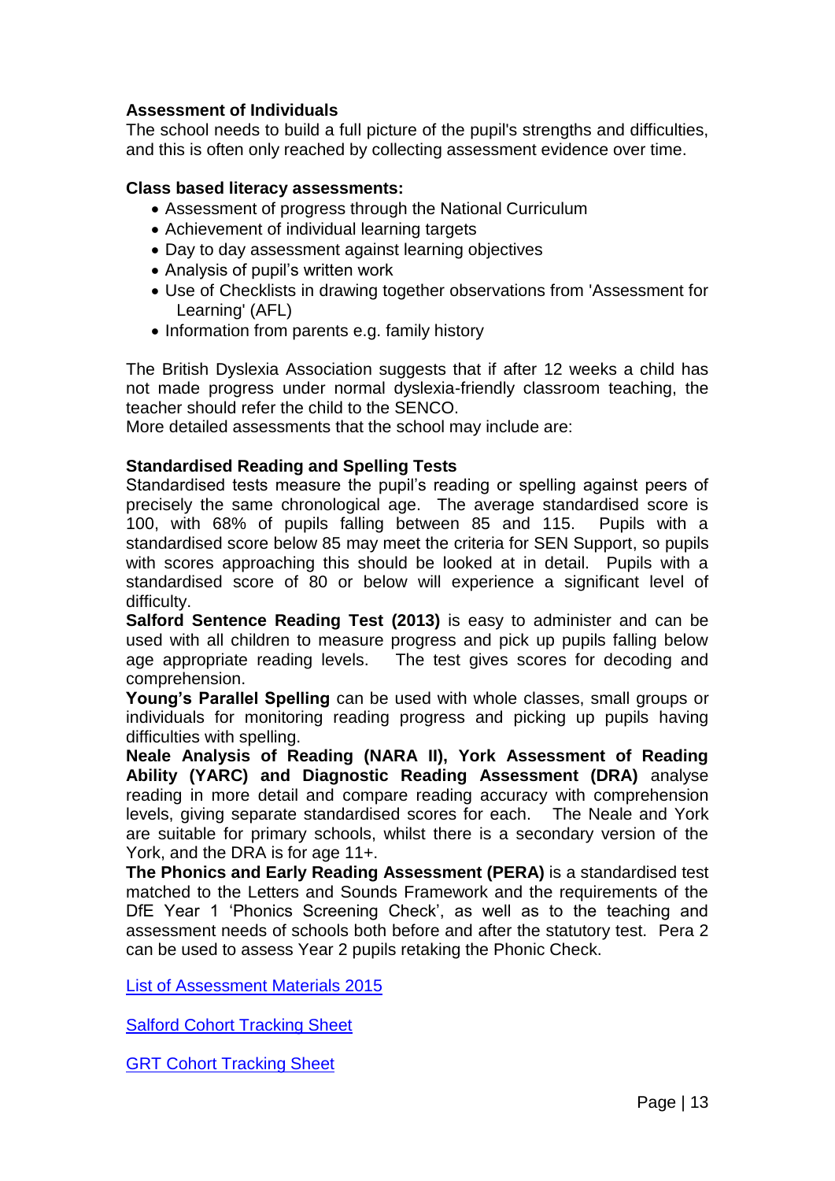**Assessment of Individuals**
The school needs to build a full picture of the pupil's strengths and difficulties, and this is often only reached by collecting assessment evidence over time.

**Class based literacy assessments:**

- Assessment of progress through the National Curriculum
- Achievement of individual learning targets
- Day to day assessment against learning objectives
- Analysis of pupil's written work
- Use of Checklists in drawing together observations from 'Assessment for Learning' (AFL)
- Information from parents e.g. family history

The British Dyslexia Association suggests that if after 12 weeks a child has not made progress under normal dyslexia-friendly classroom teaching, the teacher should refer the child to the SENCO.
More detailed assessments that the school may include are:

**Standardised Reading and Spelling Tests**
Standardised tests measure the pupil's reading or spelling against peers of precisely the same chronological age. The average standardised score is 100, with 68% of pupils falling between 85 and 115. Pupils with a standardised score below 85 may meet the criteria for SEN Support, so pupils with scores approaching this should be looked at in detail. Pupils with a standardised score of 80 or below will experience a significant level of difficulty.
**Salford Sentence Reading Test (2013)** is easy to administer and can be used with all children to measure progress and pick up pupils falling below age appropriate reading levels. The test gives scores for decoding and comprehension.
**Young's Parallel Spelling** can be used with whole classes, small groups or individuals for monitoring reading progress and picking up pupils having difficulties with spelling.
**Neale Analysis of Reading (NARA II), York Assessment of Reading Ability (YARC) and Diagnostic Reading Assessment (DRA)** analyse reading in more detail and compare reading accuracy with comprehension levels, giving separate standardised scores for each. The Neale and York are suitable for primary schools, whilst there is a secondary version of the York, and the DRA is for age 11+.
**The Phonics and Early Reading Assessment (PERA)** is a standardised test matched to the Letters and Sounds Framework and the requirements of the DfE Year 1 'Phonics Screening Check', as well as to the teaching and assessment needs of schools both before and after the statutory test. Pera 2 can be used to assess Year 2 pupils retaking the Phonic Check.

List of Assessment Materials 2015

Salford Cohort Tracking Sheet

GRT Cohort Tracking Sheet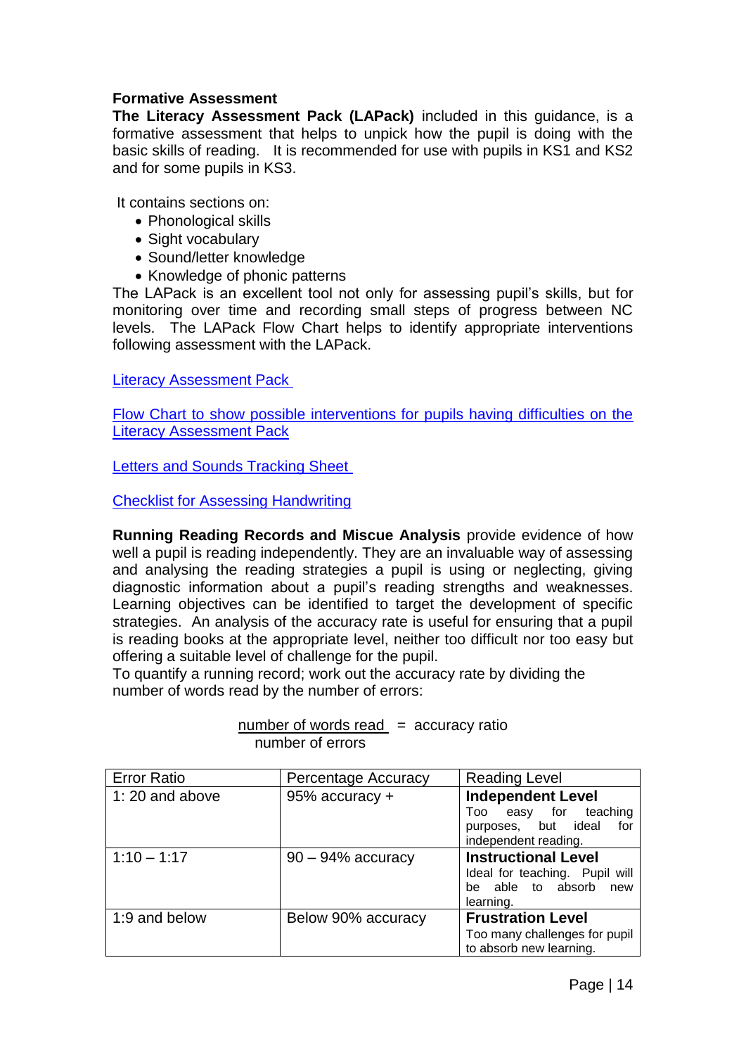**Formative Assessment**

**The Literacy Assessment Pack (LAPack)** included in this guidance, is a formative assessment that helps to unpick how the pupil is doing with the basic skills of reading. It is recommended for use with pupils in KS1 and KS2 and for some pupils in KS3.

It contains sections on:

- Phonological skills
- Sight vocabulary
- Sound/letter knowledge
- Knowledge of phonic patterns

The LAPack is an excellent tool not only for assessing pupil's skills, but for monitoring over time and recording small steps of progress between NC levels. The LAPack Flow Chart helps to identify appropriate interventions following assessment with the LAPack.

Literacy Assessment Pack

Flow Chart to show possible interventions for pupils having difficulties on the Literacy Assessment Pack

Letters and Sounds Tracking Sheet

Checklist for Assessing Handwriting

**Running Reading Records and Miscue Analysis** provide evidence of how well a pupil is reading independently. They are an invaluable way of assessing and analysing the reading strategies a pupil is using or neglecting, giving diagnostic information about a pupil's reading strengths and weaknesses. Learning objectives can be identified to target the development of specific strategies. An analysis of the accuracy rate is useful for ensuring that a pupil is reading books at the appropriate level, neither too difficult nor too easy but offering a suitable level of challenge for the pupil.

To quantify a running record; work out the accuracy rate by dividing the number of words read by the number of errors:

$$\frac{\text{number of words read}}{\text{number of errors}} = \text{accuracy ratio}$$

| Error Ratio | Percentage Accuracy | Reading Level |
| --- | --- | --- |
| 1: 20 and above | 95% accuracy + | **Independent Level** Too easy for teaching purposes, but ideal for independent reading. |
| 1:10 – 1:17 | 90 – 94% accuracy | **Instructional Level** Ideal for teaching. Pupil will be able to absorb new learning. |
| 1:9 and below | Below 90% accuracy | **Frustration Level** Too many challenges for pupil to absorb new learning. |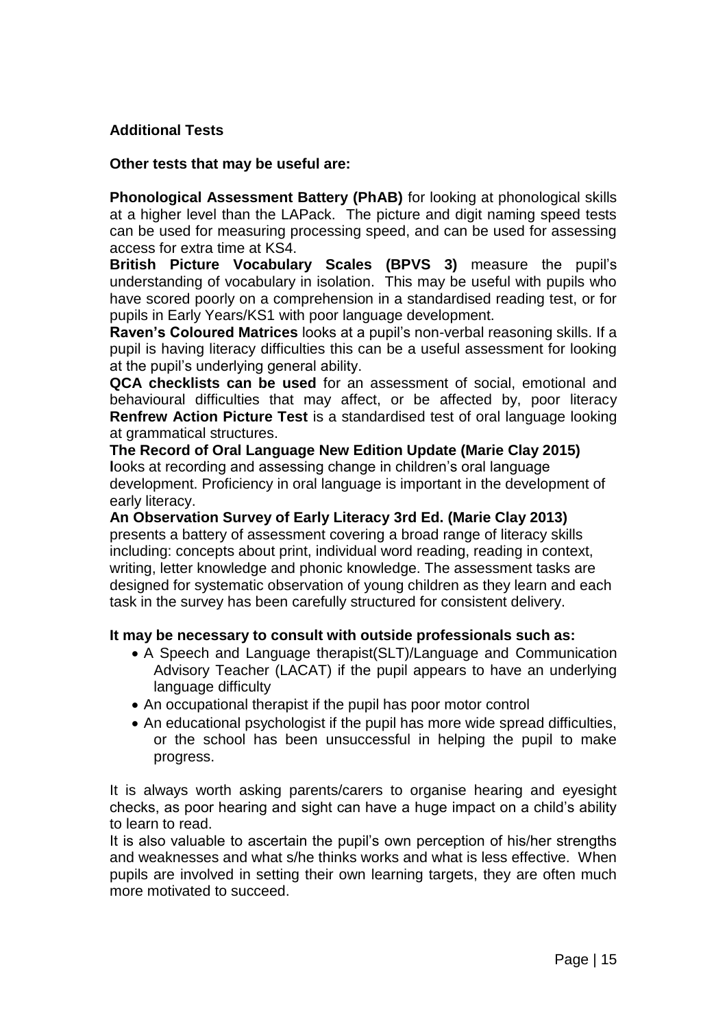**Additional Tests**

**Other tests that may be useful are:**

**Phonological Assessment Battery (PhAB)** for looking at phonological skills at a higher level than the LAPack. The picture and digit naming speed tests can be used for measuring processing speed, and can be used for assessing access for extra time at KS4.

**British Picture Vocabulary Scales (BPVS 3)** measure the pupil's understanding of vocabulary in isolation. This may be useful with pupils who have scored poorly on a comprehension in a standardised reading test, or for pupils in Early Years/KS1 with poor language development.

**Raven's Coloured Matrices** looks at a pupil's non-verbal reasoning skills. If a pupil is having literacy difficulties this can be a useful assessment for looking at the pupil's underlying general ability.

**QCA checklists can be used** for an assessment of social, emotional and behavioural difficulties that may affect, or be affected by, poor literacy

**Renfrew Action Picture Test** is a standardised test of oral language looking at grammatical structures.

**The Record of Oral Language New Edition Update (Marie Clay 2015)** **l**ooks at recording and assessing change in children's oral language development. Proficiency in oral language is important in the development of early literacy.

**An Observation Survey of Early Literacy 3rd Ed. (Marie Clay 2013)** presents a battery of assessment covering a broad range of literacy skills including: concepts about print, individual word reading, reading in context, writing, letter knowledge and phonic knowledge. The assessment tasks are designed for systematic observation of young children as they learn and each task in the survey has been carefully structured for consistent delivery.

**It may be necessary to consult with outside professionals such as:**

- A Speech and Language therapist(SLT)/Language and Communication Advisory Teacher (LACAT) if the pupil appears to have an underlying language difficulty
- An occupational therapist if the pupil has poor motor control
- An educational psychologist if the pupil has more wide spread difficulties, or the school has been unsuccessful in helping the pupil to make progress.

It is always worth asking parents/carers to organise hearing and eyesight checks, as poor hearing and sight can have a huge impact on a child's ability to learn to read.

It is also valuable to ascertain the pupil's own perception of his/her strengths and weaknesses and what s/he thinks works and what is less effective. When pupils are involved in setting their own learning targets, they are often much more motivated to succeed.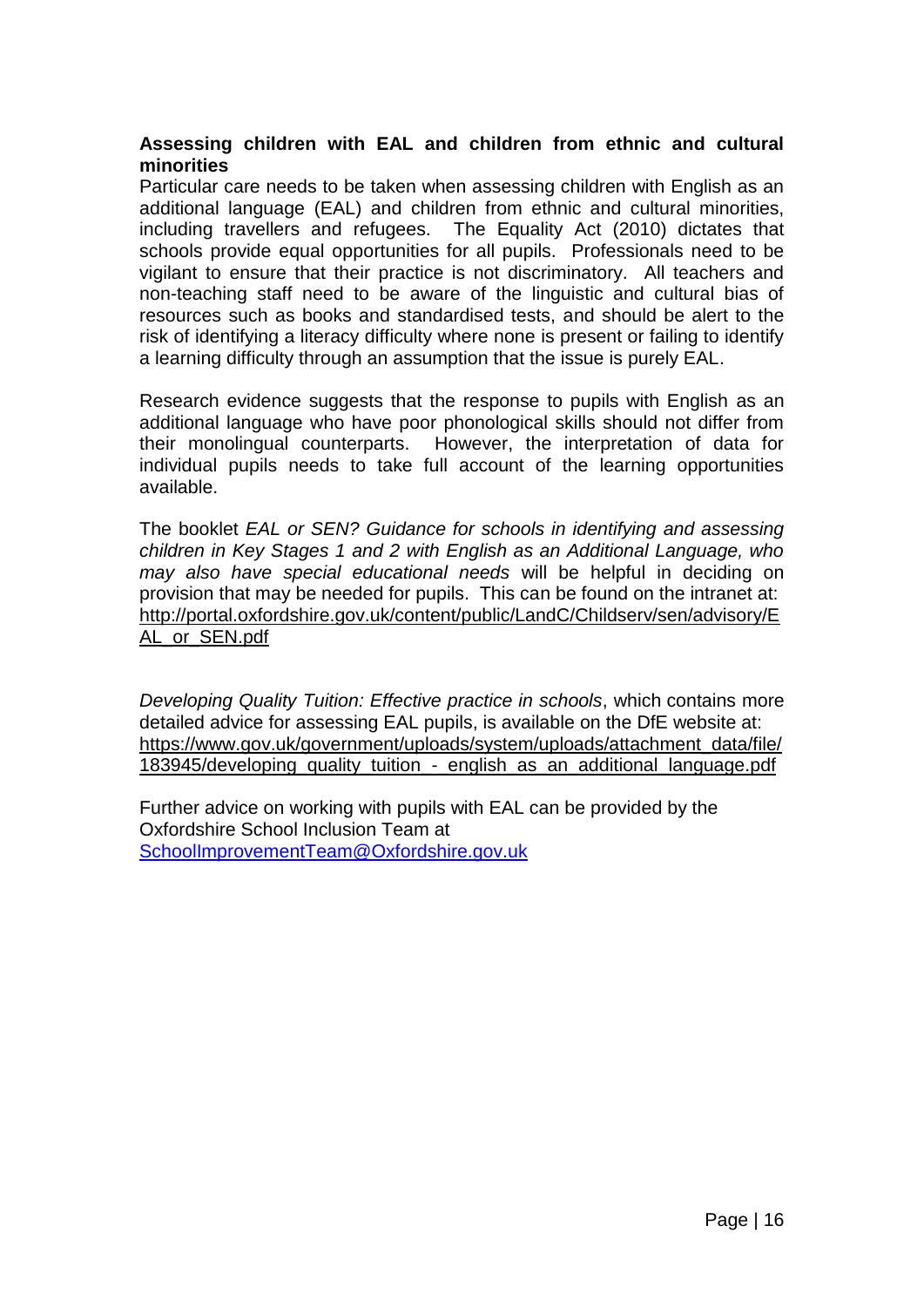**Assessing children with EAL and children from ethnic and cultural minorities**

Particular care needs to be taken when assessing children with English as an additional language (EAL) and children from ethnic and cultural minorities, including travellers and refugees. The Equality Act (2010) dictates that schools provide equal opportunities for all pupils. Professionals need to be vigilant to ensure that their practice is not discriminatory. All teachers and non-teaching staff need to be aware of the linguistic and cultural bias of resources such as books and standardised tests, and should be alert to the risk of identifying a literacy difficulty where none is present or failing to identify a learning difficulty through an assumption that the issue is purely EAL.

Research evidence suggests that the response to pupils with English as an additional language who have poor phonological skills should not differ from their monolingual counterparts. However, the interpretation of data for individual pupils needs to take full account of the learning opportunities available.

The booklet *EAL or SEN? Guidance for schools in identifying and assessing children in Key Stages 1 and 2 with English as an Additional Language, who may also have special educational needs* will be helpful in deciding on provision that may be needed for pupils. This can be found on the intranet at: http://portal.oxfordshire.gov.uk/content/public/LandC/Childserv/sen/advisory/EAL_or_SEN.pdf

*Developing Quality Tuition: Effective practice in schools*, which contains more detailed advice for assessing EAL pupils, is available on the DfE website at: https://www.gov.uk/government/uploads/system/uploads/attachment_data/file/183945/developing_quality_tuition_-_english_as_an_additional_language.pdf

Further advice on working with pupils with EAL can be provided by the Oxfordshire School Inclusion Team at SchoolImprovementTeam@Oxfordshire.gov.uk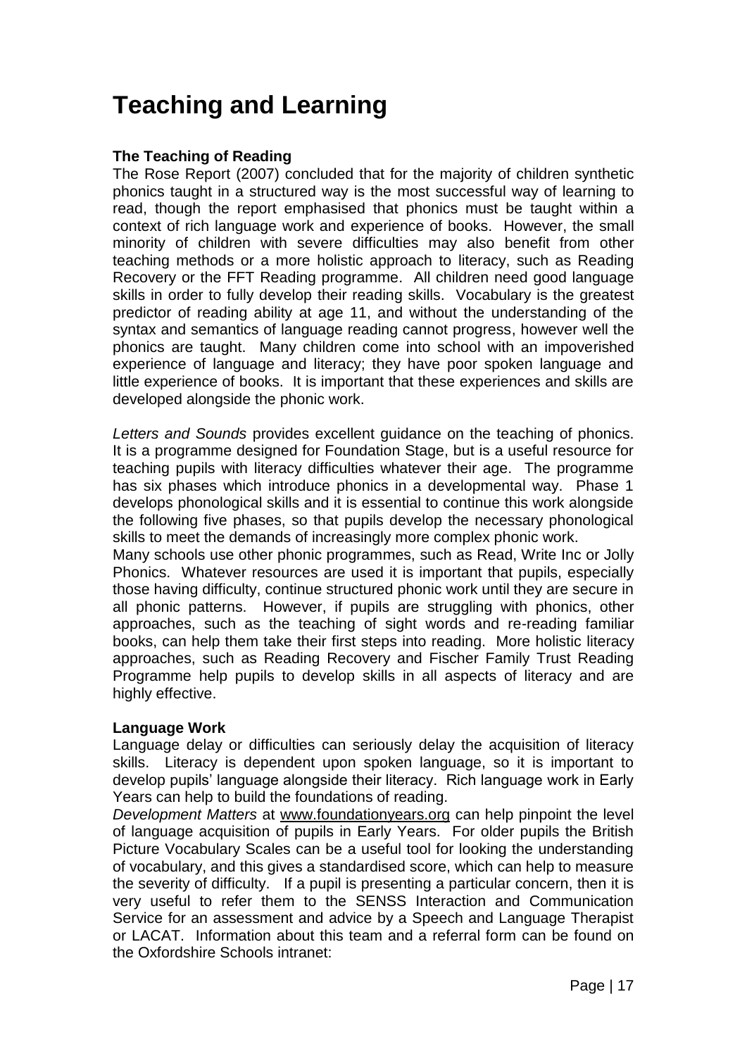# Teaching and Learning

**The Teaching of Reading**

The Rose Report (2007) concluded that for the majority of children synthetic phonics taught in a structured way is the most successful way of learning to read, though the report emphasised that phonics must be taught within a context of rich language work and experience of books. However, the small minority of children with severe difficulties may also benefit from other teaching methods or a more holistic approach to literacy, such as Reading Recovery or the FFT Reading programme. All children need good language skills in order to fully develop their reading skills. Vocabulary is the greatest predictor of reading ability at age 11, and without the understanding of the syntax and semantics of language reading cannot progress, however well the phonics are taught. Many children come into school with an impoverished experience of language and literacy; they have poor spoken language and little experience of books. It is important that these experiences and skills are developed alongside the phonic work.

*Letters and Sounds* provides excellent guidance on the teaching of phonics. It is a programme designed for Foundation Stage, but is a useful resource for teaching pupils with literacy difficulties whatever their age. The programme has six phases which introduce phonics in a developmental way. Phase 1 develops phonological skills and it is essential to continue this work alongside the following five phases, so that pupils develop the necessary phonological skills to meet the demands of increasingly more complex phonic work.

Many schools use other phonic programmes, such as Read, Write Inc or Jolly Phonics. Whatever resources are used it is important that pupils, especially those having difficulty, continue structured phonic work until they are secure in all phonic patterns. However, if pupils are struggling with phonics, other approaches, such as the teaching of sight words and re-reading familiar books, can help them take their first steps into reading. More holistic literacy approaches, such as Reading Recovery and Fischer Family Trust Reading Programme help pupils to develop skills in all aspects of literacy and are highly effective.

**Language Work**

Language delay or difficulties can seriously delay the acquisition of literacy skills. Literacy is dependent upon spoken language, so it is important to develop pupils' language alongside their literacy. Rich language work in Early Years can help to build the foundations of reading.

*Development Matters* at www.foundationyears.org can help pinpoint the level of language acquisition of pupils in Early Years. For older pupils the British Picture Vocabulary Scales can be a useful tool for looking the understanding of vocabulary, and this gives a standardised score, which can help to measure the severity of difficulty. If a pupil is presenting a particular concern, then it is very useful to refer them to the SENSS Interaction and Communication Service for an assessment and advice by a Speech and Language Therapist or LACAT. Information about this team and a referral form can be found on the Oxfordshire Schools intranet: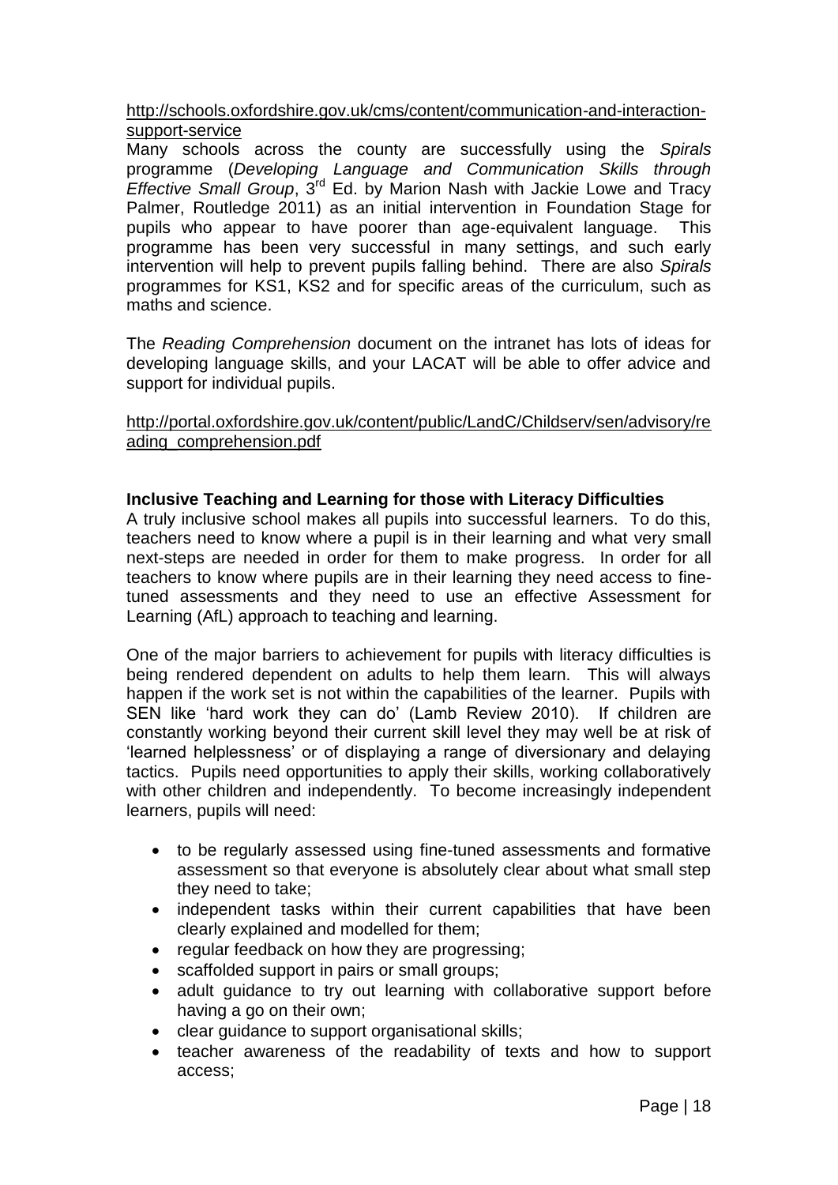[http://schools.oxfordshire.gov.uk/cms/content/communication-and-interaction-support-service](http://schools.oxfordshire.gov.uk/cms/content/communication-and-interaction-support-service)

Many schools across the county are successfully using the *Spirals* programme (*Developing Language and Communication Skills through Effective Small Group*, 3rd Ed. by Marion Nash with Jackie Lowe and Tracy Palmer, Routledge 2011) as an initial intervention in Foundation Stage for pupils who appear to have poorer than age-equivalent language. This programme has been very successful in many settings, and such early intervention will help to prevent pupils falling behind. There are also *Spirals* programmes for KS1, KS2 and for specific areas of the curriculum, such as maths and science.

The *Reading Comprehension* document on the intranet has lots of ideas for developing language skills, and your LACAT will be able to offer advice and support for individual pupils.

[http://portal.oxfordshire.gov.uk/content/public/LandC/Childserv/sen/advisory/reading_comprehension.pdf](http://portal.oxfordshire.gov.uk/content/public/LandC/Childserv/sen/advisory/reading_comprehension.pdf)

**Inclusive Teaching and Learning for those with Literacy Difficulties**

A truly inclusive school makes all pupils into successful learners. To do this, teachers need to know where a pupil is in their learning and what very small next-steps are needed in order for them to make progress. In order for all teachers to know where pupils are in their learning they need access to fine-tuned assessments and they need to use an effective Assessment for Learning (AfL) approach to teaching and learning.

One of the major barriers to achievement for pupils with literacy difficulties is being rendered dependent on adults to help them learn. This will always happen if the work set is not within the capabilities of the learner. Pupils with SEN like 'hard work they can do' (Lamb Review 2010). If children are constantly working beyond their current skill level they may well be at risk of 'learned helplessness' or of displaying a range of diversionary and delaying tactics. Pupils need opportunities to apply their skills, working collaboratively with other children and independently. To become increasingly independent learners, pupils will need:

- to be regularly assessed using fine-tuned assessments and formative assessment so that everyone is absolutely clear about what small step they need to take;
- independent tasks within their current capabilities that have been clearly explained and modelled for them;
- regular feedback on how they are progressing;
- scaffolded support in pairs or small groups;
- adult guidance to try out learning with collaborative support before having a go on their own;
- clear guidance to support organisational skills;
- teacher awareness of the readability of texts and how to support access;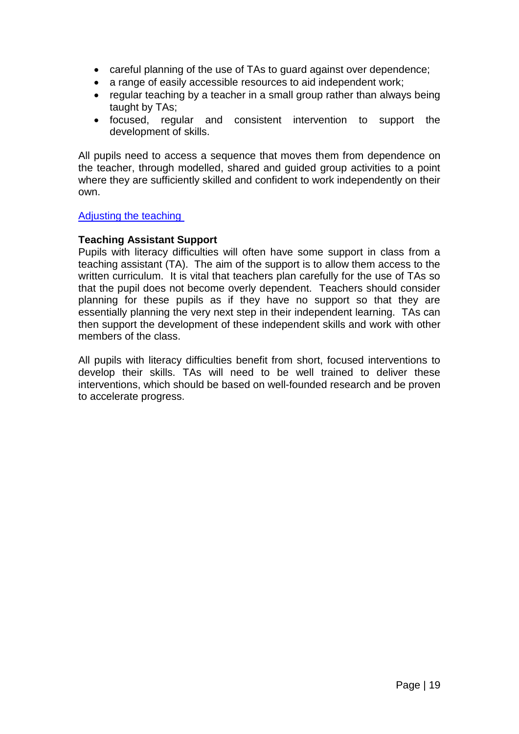- careful planning of the use of TAs to guard against over dependence;
- a range of easily accessible resources to aid independent work;
- regular teaching by a teacher in a small group rather than always being taught by TAs;
- focused, regular and consistent intervention to support the development of skills.

All pupils need to access a sequence that moves them from dependence on the teacher, through modelled, shared and guided group activities to a point where they are sufficiently skilled and confident to work independently on their own.

[Adjusting the teaching](#)

**Teaching Assistant Support**
Pupils with literacy difficulties will often have some support in class from a teaching assistant (TA). The aim of the support is to allow them access to the written curriculum. It is vital that teachers plan carefully for the use of TAs so that the pupil does not become overly dependent. Teachers should consider planning for these pupils as if they have no support so that they are essentially planning the very next step in their independent learning. TAs can then support the development of these independent skills and work with other members of the class.

All pupils with literacy difficulties benefit from short, focused interventions to develop their skills. TAs will need to be well trained to deliver these interventions, which should be based on well-founded research and be proven to accelerate progress.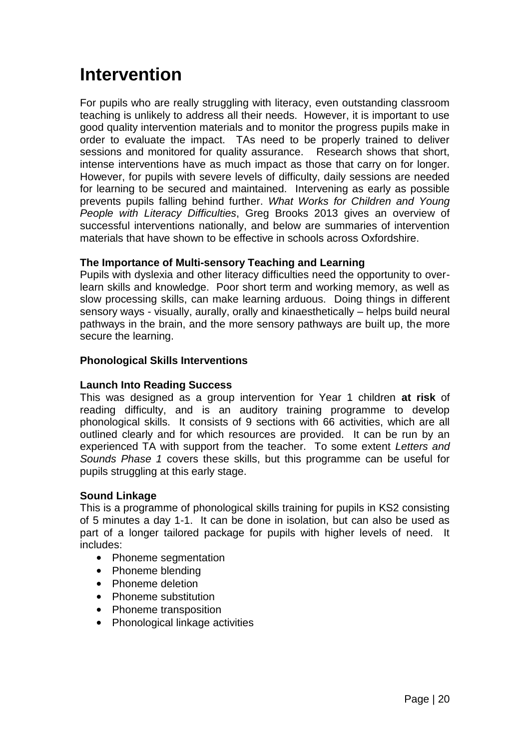# Intervention

For pupils who are really struggling with literacy, even outstanding classroom teaching is unlikely to address all their needs. However, it is important to use good quality intervention materials and to monitor the progress pupils make in order to evaluate the impact. TAs need to be properly trained to deliver sessions and monitored for quality assurance. Research shows that short, intense interventions have as much impact as those that carry on for longer. However, for pupils with severe levels of difficulty, daily sessions are needed for learning to be secured and maintained. Intervening as early as possible prevents pupils falling behind further. *What Works for Children and Young People with Literacy Difficulties*, Greg Brooks 2013 gives an overview of successful interventions nationally, and below are summaries of intervention materials that have shown to be effective in schools across Oxfordshire.

**The Importance of Multi-sensory Teaching and Learning**

Pupils with dyslexia and other literacy difficulties need the opportunity to over-learn skills and knowledge. Poor short term and working memory, as well as slow processing skills, can make learning arduous. Doing things in different sensory ways - visually, aurally, orally and kinaesthetically – helps build neural pathways in the brain, and the more sensory pathways are built up, the more secure the learning.

**Phonological Skills Interventions**

**Launch Into Reading Success**

This was designed as a group intervention for Year 1 children **at risk** of reading difficulty, and is an auditory training programme to develop phonological skills. It consists of 9 sections with 66 activities, which are all outlined clearly and for which resources are provided. It can be run by an experienced TA with support from the teacher. To some extent *Letters and Sounds Phase 1* covers these skills, but this programme can be useful for pupils struggling at this early stage.

**Sound Linkage**

This is a programme of phonological skills training for pupils in KS2 consisting of 5 minutes a day 1-1. It can be done in isolation, but can also be used as part of a longer tailored package for pupils with higher levels of need. It includes:

- Phoneme segmentation
- Phoneme blending
- Phoneme deletion
- Phoneme substitution
- Phoneme transposition
- Phonological linkage activities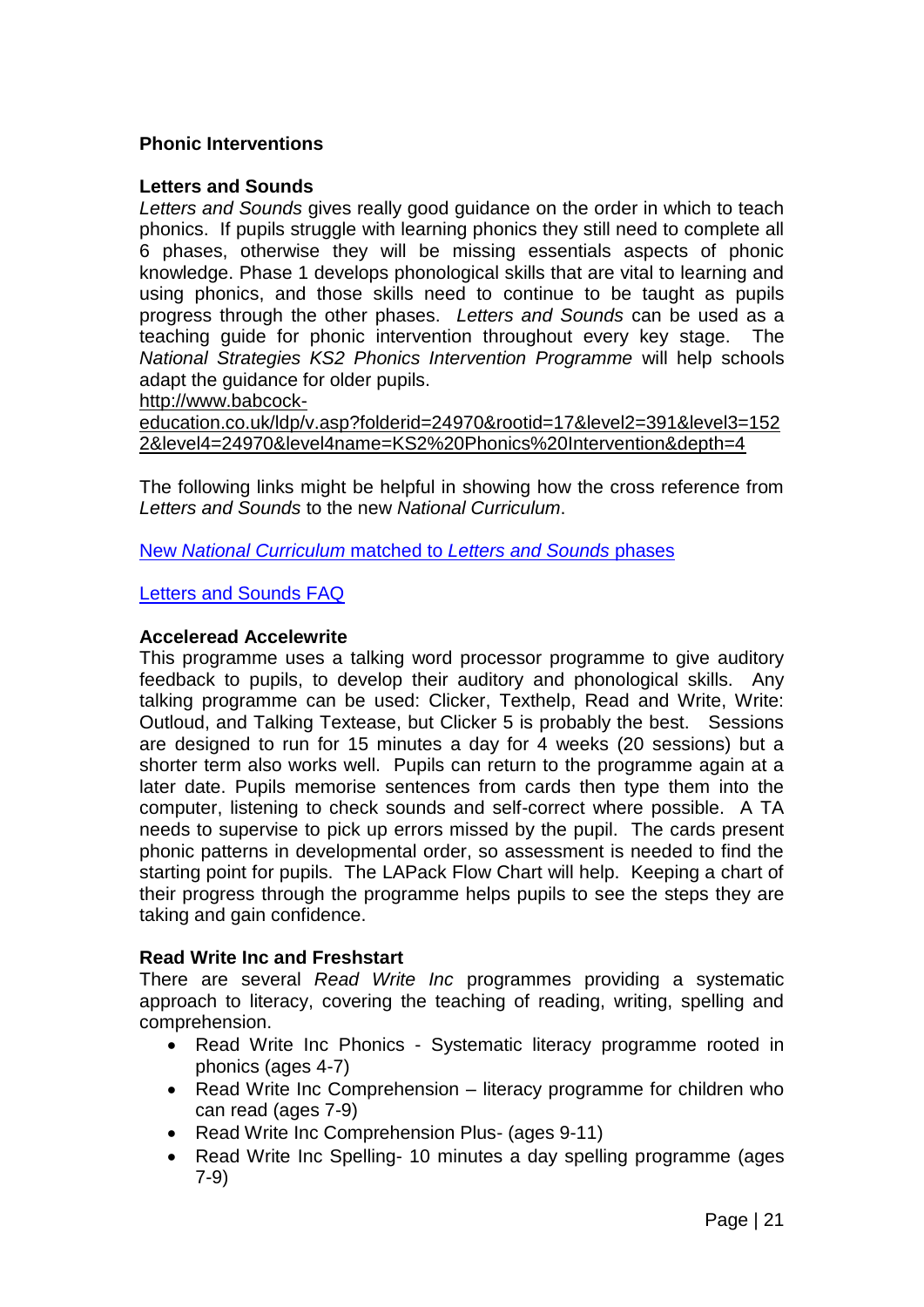**Phonic Interventions**

**Letters and Sounds**

*Letters and Sounds* gives really good guidance on the order in which to teach phonics. If pupils struggle with learning phonics they still need to complete all 6 phases, otherwise they will be missing essentials aspects of phonic knowledge. Phase 1 develops phonological skills that are vital to learning and using phonics, and those skills need to continue to be taught as pupils progress through the other phases. *Letters and Sounds* can be used as a teaching guide for phonic intervention throughout every key stage. The *National Strategies KS2 Phonics Intervention Programme* will help schools adapt the guidance for older pupils.
http://www.babcock-education.co.uk/ldp/v.asp?folderid=24970&rootid=17&level2=391&level3=1522&level4=24970&level4name=KS2%20Phonics%20Intervention&depth=4

The following links might be helpful in showing how the cross reference from *Letters and Sounds* to the new *National Curriculum*.

New *National Curriculum* matched to *Letters and Sounds* phases

Letters and Sounds FAQ

**Acceleread Accelewrite**

This programme uses a talking word processor programme to give auditory feedback to pupils, to develop their auditory and phonological skills. Any talking programme can be used: Clicker, Texthelp, Read and Write, Write: Outloud, and Talking Textease, but Clicker 5 is probably the best. Sessions are designed to run for 15 minutes a day for 4 weeks (20 sessions) but a shorter term also works well. Pupils can return to the programme again at a later date. Pupils memorise sentences from cards then type them into the computer, listening to check sounds and self-correct where possible. A TA needs to supervise to pick up errors missed by the pupil. The cards present phonic patterns in developmental order, so assessment is needed to find the starting point for pupils. The LAPack Flow Chart will help. Keeping a chart of their progress through the programme helps pupils to see the steps they are taking and gain confidence.

**Read Write Inc and Freshstart**

There are several *Read Write Inc* programmes providing a systematic approach to literacy, covering the teaching of reading, writing, spelling and comprehension.

- Read Write Inc Phonics - Systematic literacy programme rooted in phonics (ages 4-7)
- Read Write Inc Comprehension – literacy programme for children who can read (ages 7-9)
- Read Write Inc Comprehension Plus- (ages 9-11)
- Read Write Inc Spelling- 10 minutes a day spelling programme (ages 7-9)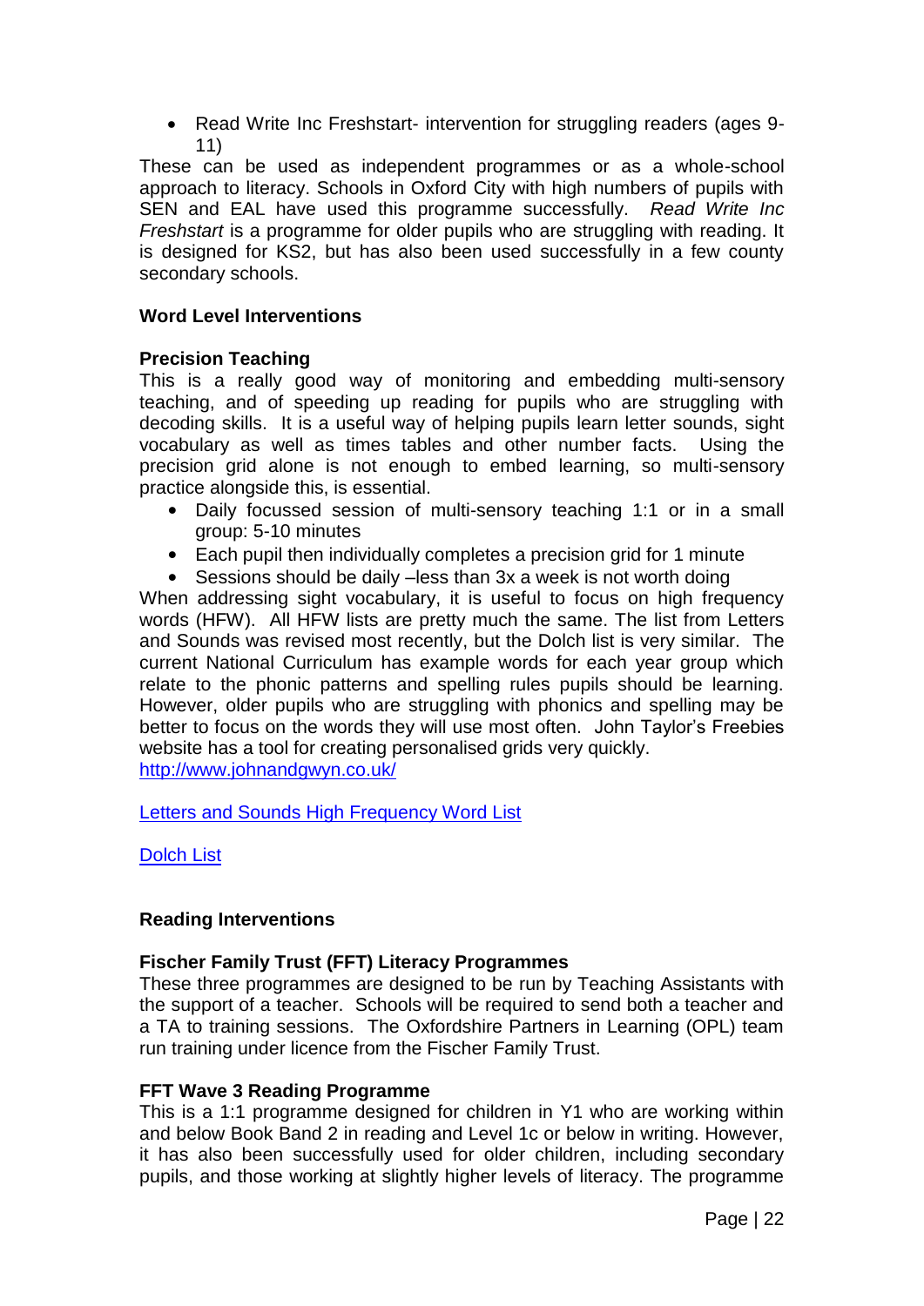- Read Write Inc Freshstart- intervention for struggling readers (ages 9-11)

These can be used as independent programmes or as a whole-school approach to literacy. Schools in Oxford City with high numbers of pupils with SEN and EAL have used this programme successfully. *Read Write Inc Freshstart* is a programme for older pupils who are struggling with reading. It is designed for KS2, but has also been used successfully in a few county secondary schools.

**Word Level Interventions**

**Precision Teaching**

This is a really good way of monitoring and embedding multi-sensory teaching, and of speeding up reading for pupils who are struggling with decoding skills. It is a useful way of helping pupils learn letter sounds, sight vocabulary as well as times tables and other number facts. Using the precision grid alone is not enough to embed learning, so multi-sensory practice alongside this, is essential.

- Daily focussed session of multi-sensory teaching 1:1 or in a small group: 5-10 minutes
- Each pupil then individually completes a precision grid for 1 minute
- Sessions should be daily –less than 3x a week is not worth doing

When addressing sight vocabulary, it is useful to focus on high frequency words (HFW). All HFW lists are pretty much the same. The list from Letters and Sounds was revised most recently, but the Dolch list is very similar. The current National Curriculum has example words for each year group which relate to the phonic patterns and spelling rules pupils should be learning. However, older pupils who are struggling with phonics and spelling may be better to focus on the words they will use most often. John Taylor's Freebies website has a tool for creating personalised grids very quickly. http://www.johnandgwyn.co.uk/

Letters and Sounds High Frequency Word List

Dolch List

**Reading Interventions**

**Fischer Family Trust (FFT) Literacy Programmes**

These three programmes are designed to be run by Teaching Assistants with the support of a teacher. Schools will be required to send both a teacher and a TA to training sessions. The Oxfordshire Partners in Learning (OPL) team run training under licence from the Fischer Family Trust.

**FFT Wave 3 Reading Programme**

This is a 1:1 programme designed for children in Y1 who are working within and below Book Band 2 in reading and Level 1c or below in writing. However, it has also been successfully used for older children, including secondary pupils, and those working at slightly higher levels of literacy. The programme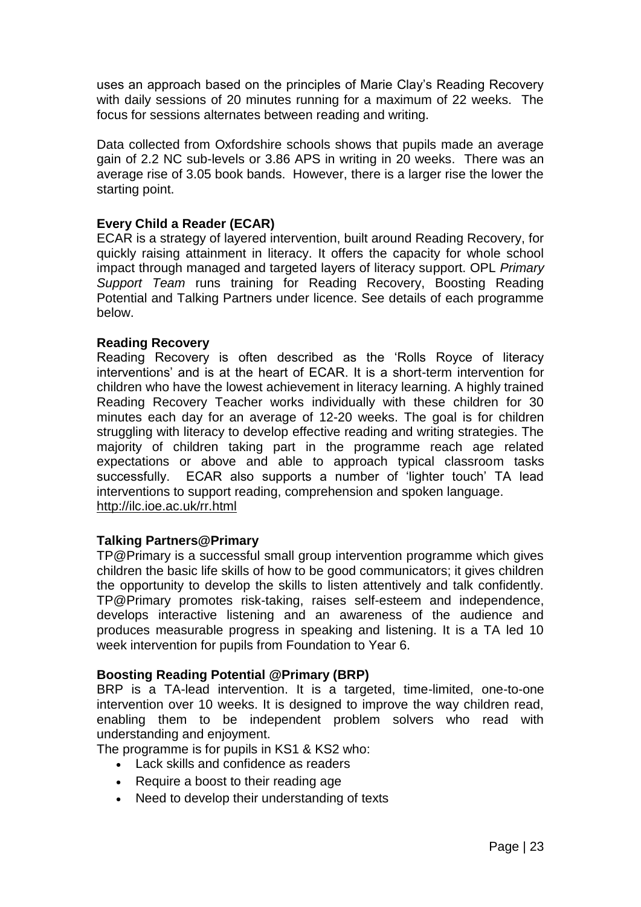uses an approach based on the principles of Marie Clay's Reading Recovery with daily sessions of 20 minutes running for a maximum of 22 weeks. The focus for sessions alternates between reading and writing.

Data collected from Oxfordshire schools shows that pupils made an average gain of 2.2 NC sub-levels or 3.86 APS in writing in 20 weeks. There was an average rise of 3.05 book bands. However, there is a larger rise the lower the starting point.

**Every Child a Reader (ECAR)**
ECAR is a strategy of layered intervention, built around Reading Recovery, for quickly raising attainment in literacy. It offers the capacity for whole school impact through managed and targeted layers of literacy support. OPL *Primary Support Team* runs training for Reading Recovery, Boosting Reading Potential and Talking Partners under licence. See details of each programme below.

**Reading Recovery**
Reading Recovery is often described as the 'Rolls Royce of literacy interventions' and is at the heart of ECAR. It is a short-term intervention for children who have the lowest achievement in literacy learning. A highly trained Reading Recovery Teacher works individually with these children for 30 minutes each day for an average of 12-20 weeks. The goal is for children struggling with literacy to develop effective reading and writing strategies. The majority of children taking part in the programme reach age related expectations or above and able to approach typical classroom tasks successfully. ECAR also supports a number of 'lighter touch' TA lead interventions to support reading, comprehension and spoken language.
http://ilc.ioe.ac.uk/rr.html

**Talking Partners@Primary**
TP@Primary is a successful small group intervention programme which gives children the basic life skills of how to be good communicators; it gives children the opportunity to develop the skills to listen attentively and talk confidently. TP@Primary promotes risk-taking, raises self-esteem and independence, develops interactive listening and an awareness of the audience and produces measurable progress in speaking and listening. It is a TA led 10 week intervention for pupils from Foundation to Year 6.

**Boosting Reading Potential @Primary (BRP)**
BRP is a TA-lead intervention. It is a targeted, time-limited, one-to-one intervention over 10 weeks. It is designed to improve the way children read, enabling them to be independent problem solvers who read with understanding and enjoyment.
The programme is for pupils in KS1 & KS2 who:

- Lack skills and confidence as readers
- Require a boost to their reading age
- Need to develop their understanding of texts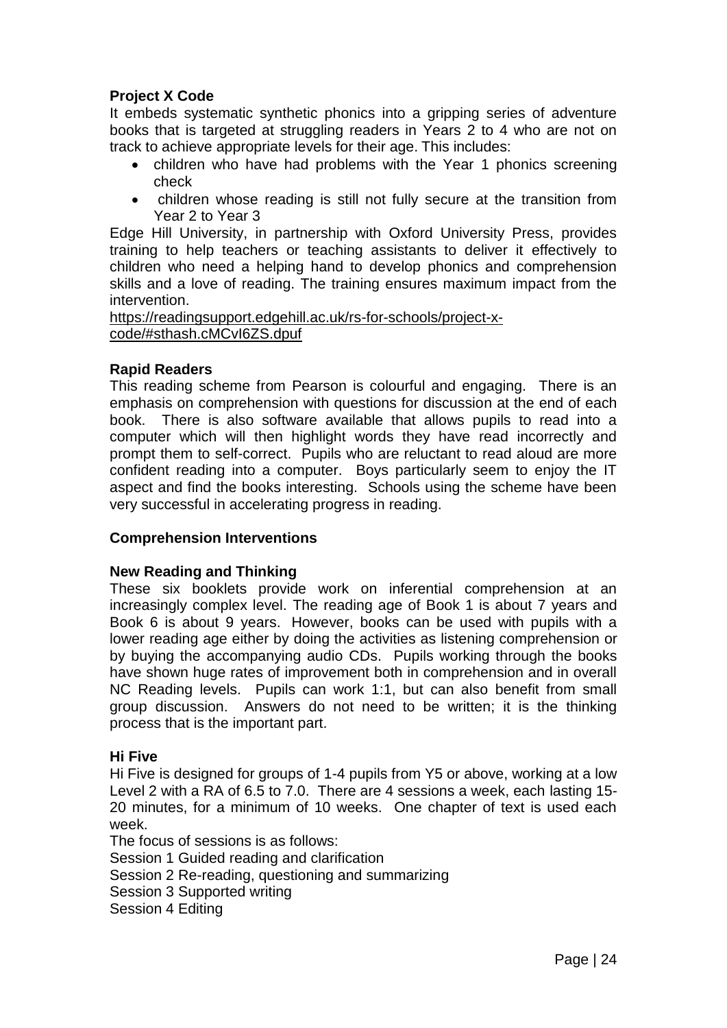**Project X Code**

It embeds systematic synthetic phonics into a gripping series of adventure books that is targeted at struggling readers in Years 2 to 4 who are not on track to achieve appropriate levels for their age. This includes:

- children who have had problems with the Year 1 phonics screening check
- children whose reading is still not fully secure at the transition from Year 2 to Year 3

Edge Hill University, in partnership with Oxford University Press, provides training to help teachers or teaching assistants to deliver it effectively to children who need a helping hand to develop phonics and comprehension skills and a love of reading. The training ensures maximum impact from the intervention.

https://readingsupport.edgehill.ac.uk/rs-for-schools/project-x-code/#sthash.cMCvI6ZS.dpuf

**Rapid Readers**

This reading scheme from Pearson is colourful and engaging. There is an emphasis on comprehension with questions for discussion at the end of each book. There is also software available that allows pupils to read into a computer which will then highlight words they have read incorrectly and prompt them to self-correct. Pupils who are reluctant to read aloud are more confident reading into a computer. Boys particularly seem to enjoy the IT aspect and find the books interesting. Schools using the scheme have been very successful in accelerating progress in reading.

**Comprehension Interventions**

**New Reading and Thinking**

These six booklets provide work on inferential comprehension at an increasingly complex level. The reading age of Book 1 is about 7 years and Book 6 is about 9 years. However, books can be used with pupils with a lower reading age either by doing the activities as listening comprehension or by buying the accompanying audio CDs. Pupils working through the books have shown huge rates of improvement both in comprehension and in overall NC Reading levels. Pupils can work 1:1, but can also benefit from small group discussion. Answers do not need to be written; it is the thinking process that is the important part.

**Hi Five**

Hi Five is designed for groups of 1-4 pupils from Y5 or above, working at a low Level 2 with a RA of 6.5 to 7.0. There are 4 sessions a week, each lasting 15-20 minutes, for a minimum of 10 weeks. One chapter of text is used each week.

The focus of sessions is as follows:

Session 1 Guided reading and clarification

Session 2 Re-reading, questioning and summarizing

Session 3 Supported writing

Session 4 Editing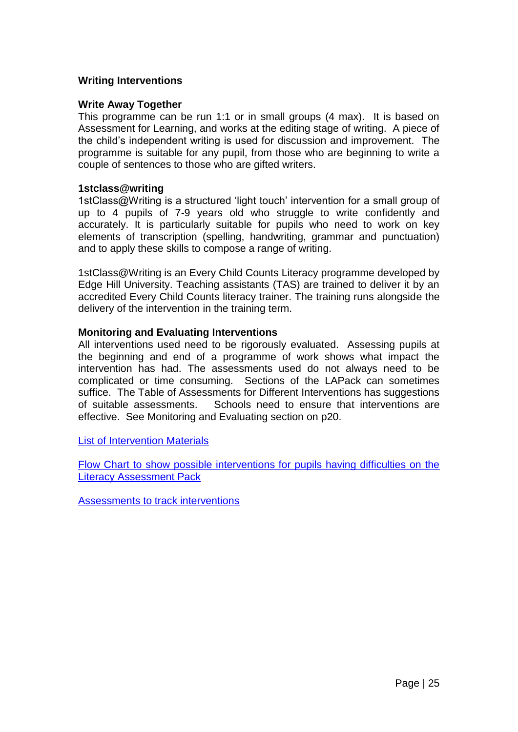## Writing Interventions

### Write Away Together

This programme can be run 1:1 or in small groups (4 max). It is based on Assessment for Learning, and works at the editing stage of writing. A piece of the child's independent writing is used for discussion and improvement. The programme is suitable for any pupil, from those who are beginning to write a couple of sentences to those who are gifted writers.

### 1stclass@writing

1stClass@Writing is a structured 'light touch' intervention for a small group of up to 4 pupils of 7-9 years old who struggle to write confidently and accurately. It is particularly suitable for pupils who need to work on key elements of transcription (spelling, handwriting, grammar and punctuation) and to apply these skills to compose a range of writing.

1stClass@Writing is an Every Child Counts Literacy programme developed by Edge Hill University. Teaching assistants (TAS) are trained to deliver it by an accredited Every Child Counts literacy trainer. The training runs alongside the delivery of the intervention in the training term.

### Monitoring and Evaluating Interventions

All interventions used need to be rigorously evaluated. Assessing pupils at the beginning and end of a programme of work shows what impact the intervention has had. The assessments used do not always need to be complicated or time consuming. Sections of the LAPack can sometimes suffice. The Table of Assessments for Different Interventions has suggestions of suitable assessments. Schools need to ensure that interventions are effective. See Monitoring and Evaluating section on p20.

List of Intervention Materials

Flow Chart to show possible interventions for pupils having difficulties on the Literacy Assessment Pack

Assessments to track interventions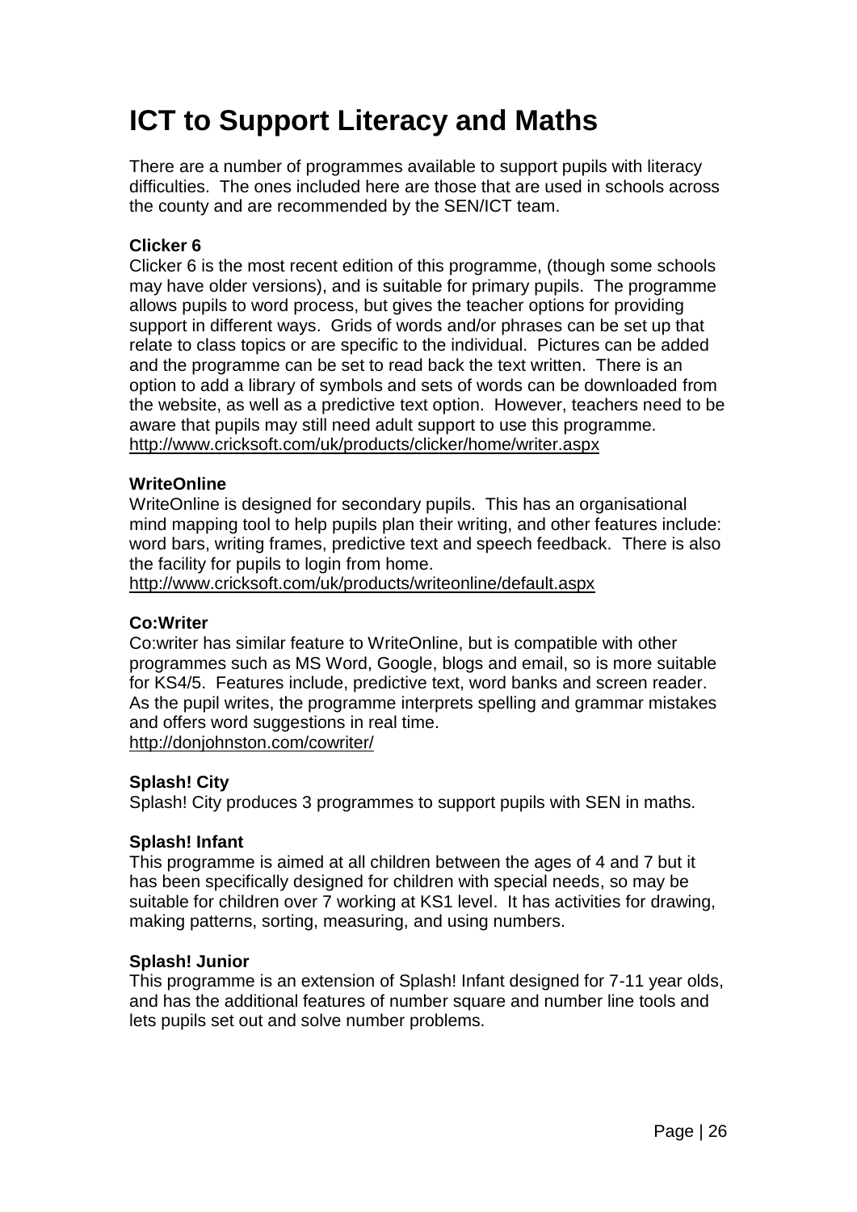# ICT to Support Literacy and Maths

There are a number of programmes available to support pupils with literacy difficulties. The ones included here are those that are used in schools across the county and are recommended by the SEN/ICT team.

**Clicker 6**

Clicker 6 is the most recent edition of this programme, (though some schools may have older versions), and is suitable for primary pupils. The programme allows pupils to word process, but gives the teacher options for providing support in different ways. Grids of words and/or phrases can be set up that relate to class topics or are specific to the individual. Pictures can be added and the programme can be set to read back the text written. There is an option to add a library of symbols and sets of words can be downloaded from the website, as well as a predictive text option. However, teachers need to be aware that pupils may still need adult support to use this programme.
http://www.cricksoft.com/uk/products/clicker/home/writer.aspx

**WriteOnline**

WriteOnline is designed for secondary pupils. This has an organisational mind mapping tool to help pupils plan their writing, and other features include: word bars, writing frames, predictive text and speech feedback. There is also the facility for pupils to login from home.
http://www.cricksoft.com/uk/products/writeonline/default.aspx

**Co:Writer**

Co:writer has similar feature to WriteOnline, but is compatible with other programmes such as MS Word, Google, blogs and email, so is more suitable for KS4/5. Features include, predictive text, word banks and screen reader. As the pupil writes, the programme interprets spelling and grammar mistakes and offers word suggestions in real time.
http://donjohnston.com/cowriter/

**Splash! City**

Splash! City produces 3 programmes to support pupils with SEN in maths.

**Splash! Infant**

This programme is aimed at all children between the ages of 4 and 7 but it has been specifically designed for children with special needs, so may be suitable for children over 7 working at KS1 level. It has activities for drawing, making patterns, sorting, measuring, and using numbers.

**Splash! Junior**

This programme is an extension of Splash! Infant designed for 7-11 year olds, and has the additional features of number square and number line tools and lets pupils set out and solve number problems.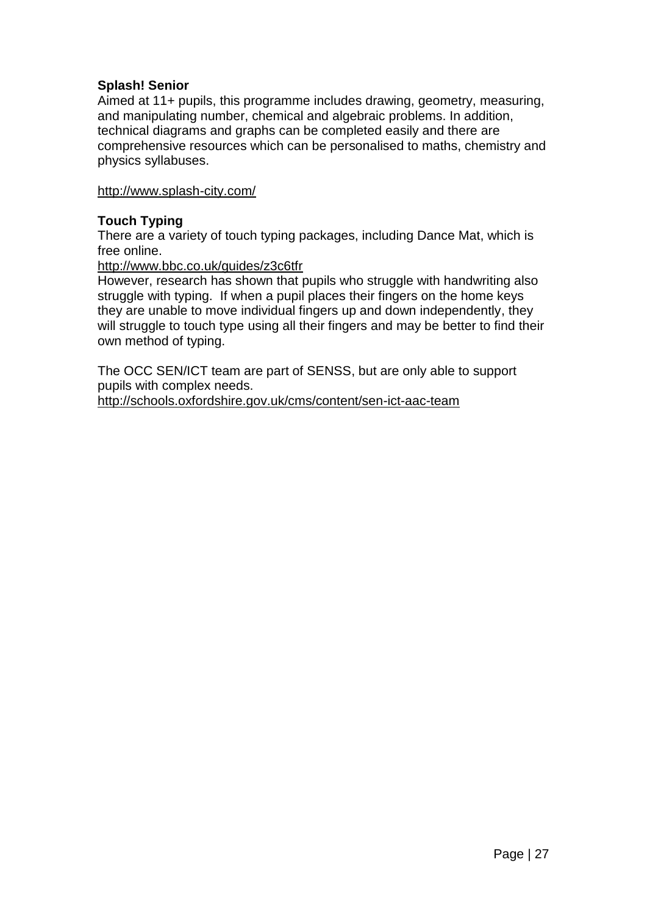**Splash! Senior**

Aimed at 11+ pupils, this programme includes drawing, geometry, measuring, and manipulating number, chemical and algebraic problems. In addition, technical diagrams and graphs can be completed easily and there are comprehensive resources which can be personalised to maths, chemistry and physics syllabuses.

http://www.splash-city.com/

**Touch Typing**

There are a variety of touch typing packages, including Dance Mat, which is free online.

http://www.bbc.co.uk/guides/z3c6tfr

However, research has shown that pupils who struggle with handwriting also struggle with typing. If when a pupil places their fingers on the home keys they are unable to move individual fingers up and down independently, they will struggle to touch type using all their fingers and may be better to find their own method of typing.

The OCC SEN/ICT team are part of SENSS, but are only able to support pupils with complex needs.

http://schools.oxfordshire.gov.uk/cms/content/sen-ict-aac-team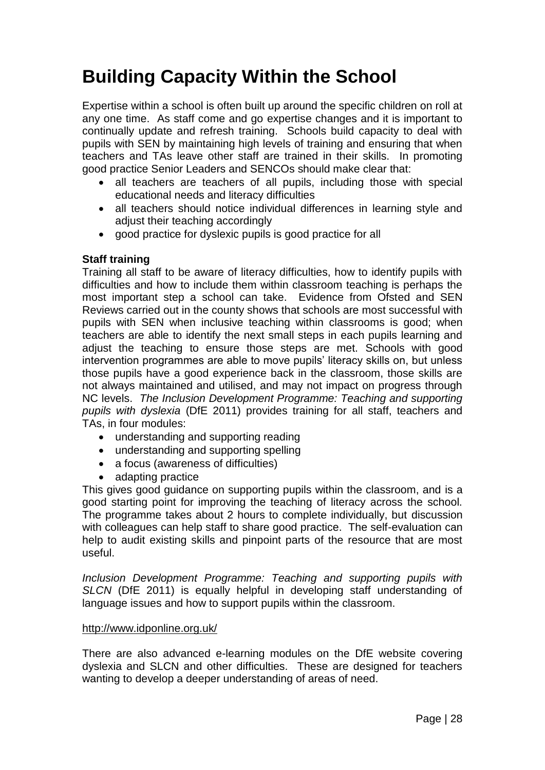# Building Capacity Within the School

Expertise within a school is often built up around the specific children on roll at any one time. As staff come and go expertise changes and it is important to continually update and refresh training. Schools build capacity to deal with pupils with SEN by maintaining high levels of training and ensuring that when teachers and TAs leave other staff are trained in their skills. In promoting good practice Senior Leaders and SENCOs should make clear that:

- all teachers are teachers of all pupils, including those with special educational needs and literacy difficulties
- all teachers should notice individual differences in learning style and adjust their teaching accordingly
- good practice for dyslexic pupils is good practice for all

**Staff training**

Training all staff to be aware of literacy difficulties, how to identify pupils with difficulties and how to include them within classroom teaching is perhaps the most important step a school can take. Evidence from Ofsted and SEN Reviews carried out in the county shows that schools are most successful with pupils with SEN when inclusive teaching within classrooms is good; when teachers are able to identify the next small steps in each pupils learning and adjust the teaching to ensure those steps are met. Schools with good intervention programmes are able to move pupils' literacy skills on, but unless those pupils have a good experience back in the classroom, those skills are not always maintained and utilised, and may not impact on progress through NC levels. *The Inclusion Development Programme: Teaching and supporting pupils with dyslexia* (DfE 2011) provides training for all staff, teachers and TAs, in four modules:

- understanding and supporting reading
- understanding and supporting spelling
- a focus (awareness of difficulties)
- adapting practice

This gives good guidance on supporting pupils within the classroom, and is a good starting point for improving the teaching of literacy across the school. The programme takes about 2 hours to complete individually, but discussion with colleagues can help staff to share good practice. The self-evaluation can help to audit existing skills and pinpoint parts of the resource that are most useful.

*Inclusion Development Programme: Teaching and supporting pupils with SLCN* (DfE 2011) is equally helpful in developing staff understanding of language issues and how to support pupils within the classroom.

http://www.idponline.org.uk/

There are also advanced e-learning modules on the DfE website covering dyslexia and SLCN and other difficulties. These are designed for teachers wanting to develop a deeper understanding of areas of need.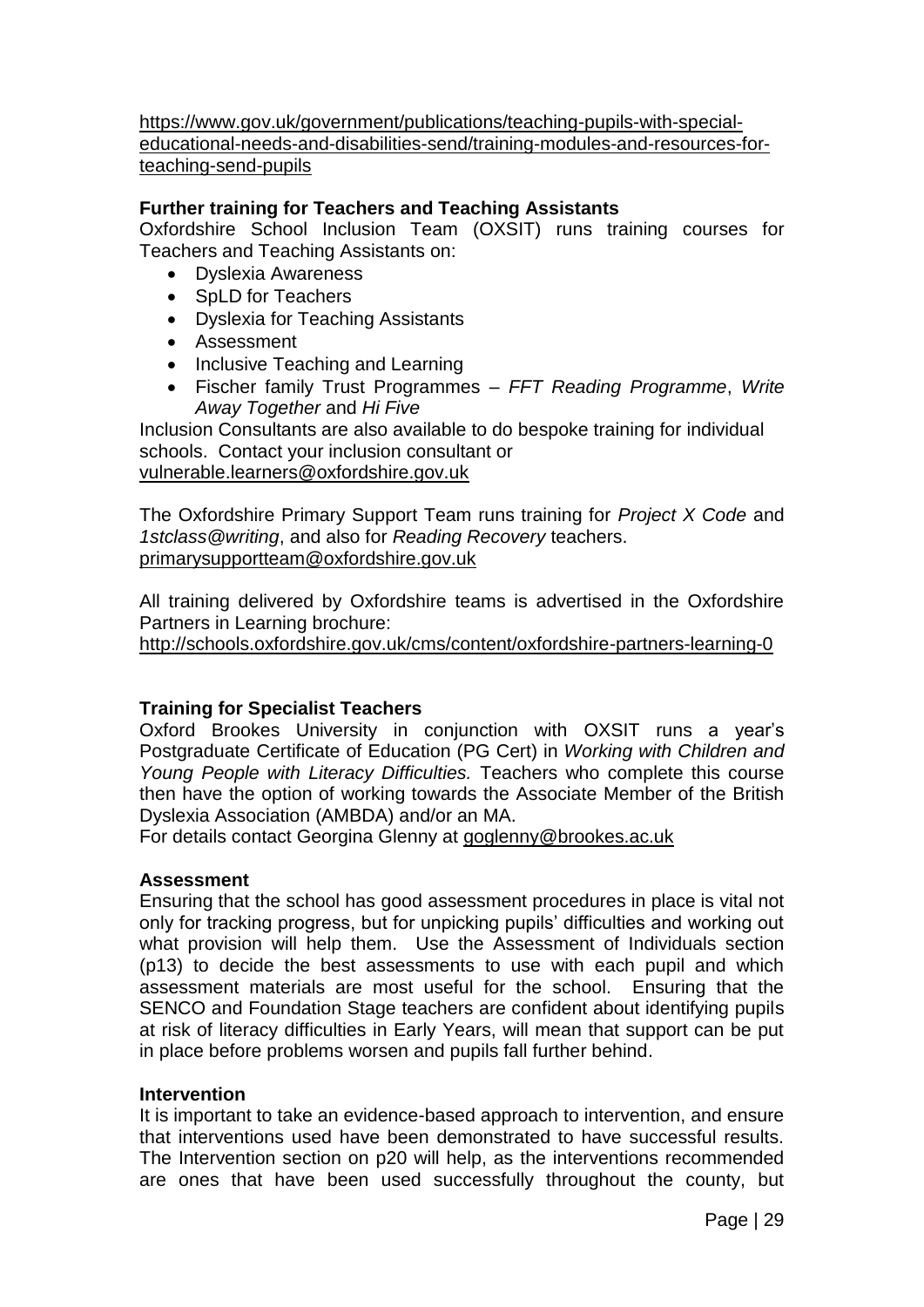https://www.gov.uk/government/publications/teaching-pupils-with-special-educational-needs-and-disabilities-send/training-modules-and-resources-for-teaching-send-pupils

**Further training for Teachers and Teaching Assistants**

Oxfordshire School Inclusion Team (OXSIT) runs training courses for Teachers and Teaching Assistants on:

- Dyslexia Awareness
- SpLD for Teachers
- Dyslexia for Teaching Assistants
- Assessment
- Inclusive Teaching and Learning
- Fischer family Trust Programmes – *FFT Reading Programme*, *Write Away Together* and *Hi Five*

Inclusion Consultants are also available to do bespoke training for individual schools. Contact your inclusion consultant or vulnerable.learners@oxfordshire.gov.uk

The Oxfordshire Primary Support Team runs training for *Project X Code* and *1stclass@writing*, and also for *Reading Recovery* teachers. primarysupportteam@oxfordshire.gov.uk

All training delivered by Oxfordshire teams is advertised in the Oxfordshire Partners in Learning brochure:
http://schools.oxfordshire.gov.uk/cms/content/oxfordshire-partners-learning-0

**Training for Specialist Teachers**

Oxford Brookes University in conjunction with OXSIT runs a year's Postgraduate Certificate of Education (PG Cert) in *Working with Children and Young People with Literacy Difficulties.* Teachers who complete this course then have the option of working towards the Associate Member of the British Dyslexia Association (AMBDA) and/or an MA.

For details contact Georgina Glenny at goglenny@brookes.ac.uk

**Assessment**

Ensuring that the school has good assessment procedures in place is vital not only for tracking progress, but for unpicking pupils' difficulties and working out what provision will help them. Use the Assessment of Individuals section (p13) to decide the best assessments to use with each pupil and which assessment materials are most useful for the school. Ensuring that the SENCO and Foundation Stage teachers are confident about identifying pupils at risk of literacy difficulties in Early Years, will mean that support can be put in place before problems worsen and pupils fall further behind.

**Intervention**

It is important to take an evidence-based approach to intervention, and ensure that interventions used have been demonstrated to have successful results. The Intervention section on p20 will help, as the interventions recommended are ones that have been used successfully throughout the county, but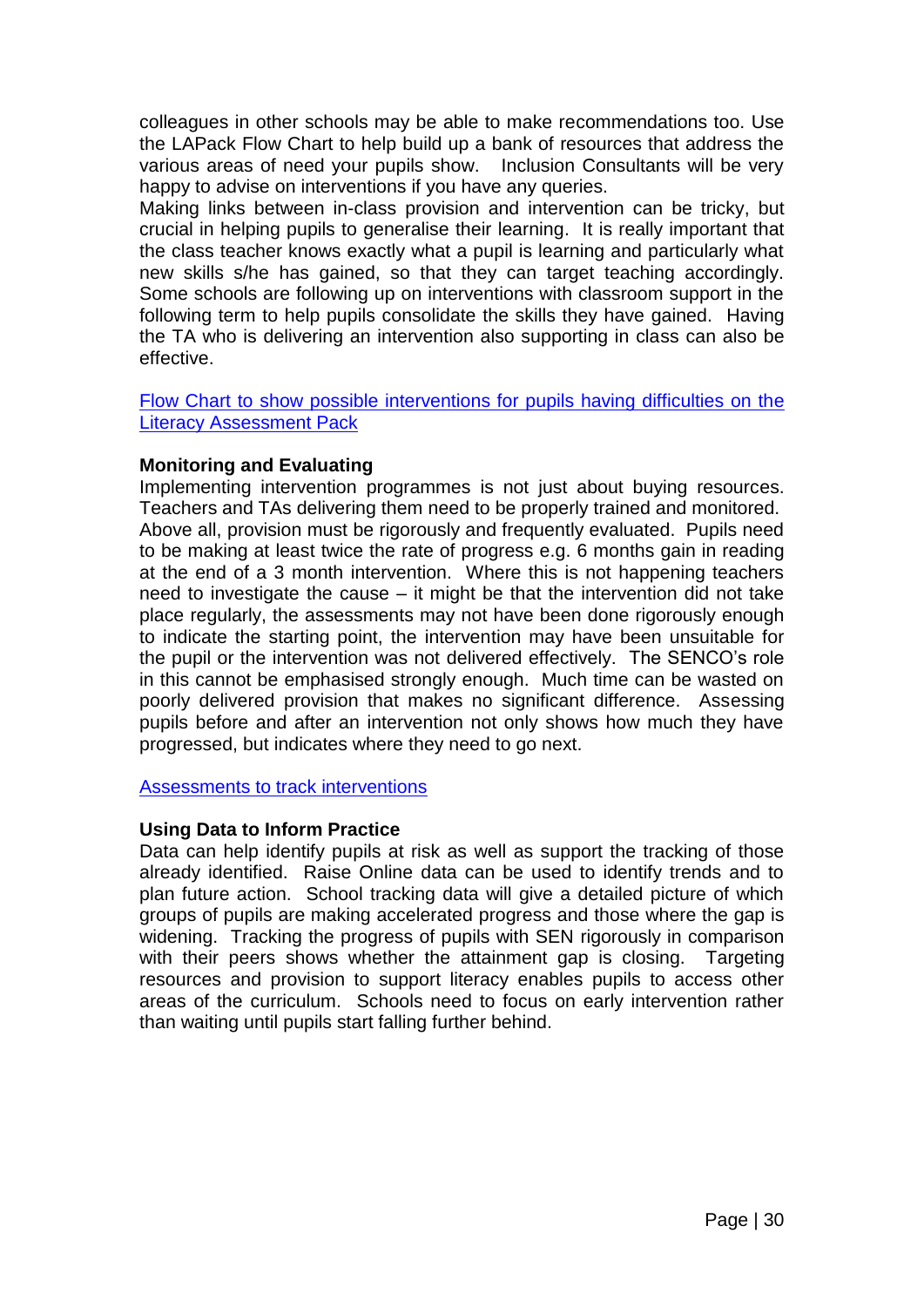colleagues in other schools may be able to make recommendations too. Use the LAPack Flow Chart to help build up a bank of resources that address the various areas of need your pupils show. Inclusion Consultants will be very happy to advise on interventions if you have any queries.

Making links between in-class provision and intervention can be tricky, but crucial in helping pupils to generalise their learning. It is really important that the class teacher knows exactly what a pupil is learning and particularly what new skills s/he has gained, so that they can target teaching accordingly. Some schools are following up on interventions with classroom support in the following term to help pupils consolidate the skills they have gained. Having the TA who is delivering an intervention also supporting in class can also be effective.

[Flow Chart to show possible interventions for pupils having difficulties on the Literacy Assessment Pack]()

**Monitoring and Evaluating**

Implementing intervention programmes is not just about buying resources. Teachers and TAs delivering them need to be properly trained and monitored. Above all, provision must be rigorously and frequently evaluated. Pupils need to be making at least twice the rate of progress e.g. 6 months gain in reading at the end of a 3 month intervention. Where this is not happening teachers need to investigate the cause – it might be that the intervention did not take place regularly, the assessments may not have been done rigorously enough to indicate the starting point, the intervention may have been unsuitable for the pupil or the intervention was not delivered effectively. The SENCO's role in this cannot be emphasised strongly enough. Much time can be wasted on poorly delivered provision that makes no significant difference. Assessing pupils before and after an intervention not only shows how much they have progressed, but indicates where they need to go next.

[Assessments to track interventions]()

**Using Data to Inform Practice**

Data can help identify pupils at risk as well as support the tracking of those already identified. Raise Online data can be used to identify trends and to plan future action. School tracking data will give a detailed picture of which groups of pupils are making accelerated progress and those where the gap is widening. Tracking the progress of pupils with SEN rigorously in comparison with their peers shows whether the attainment gap is closing. Targeting resources and provision to support literacy enables pupils to access other areas of the curriculum. Schools need to focus on early intervention rather than waiting until pupils start falling further behind.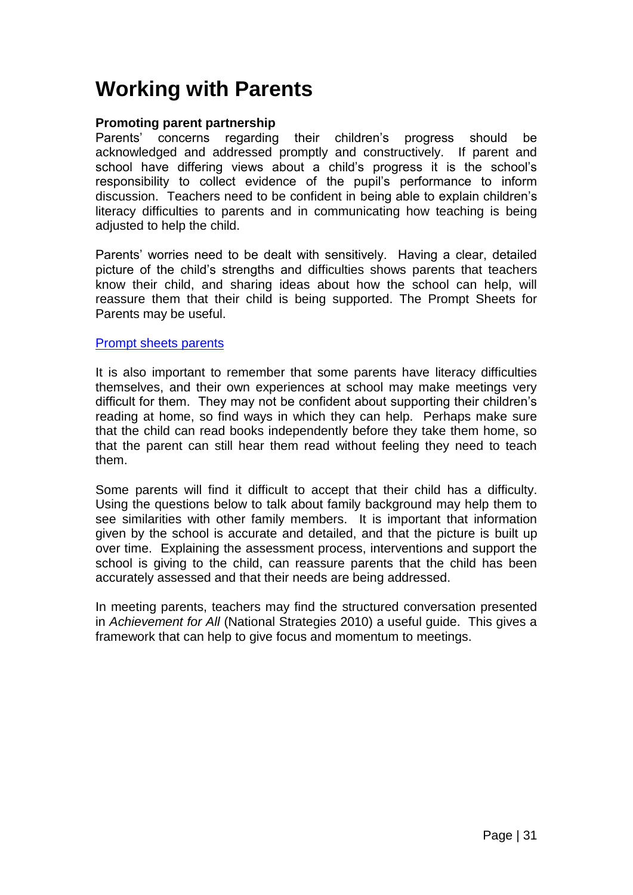# Working with Parents

**Promoting parent partnership**

Parents' concerns regarding their children's progress should be acknowledged and addressed promptly and constructively. If parent and school have differing views about a child's progress it is the school's responsibility to collect evidence of the pupil's performance to inform discussion. Teachers need to be confident in being able to explain children's literacy difficulties to parents and in communicating how teaching is being adjusted to help the child.

Parents' worries need to be dealt with sensitively. Having a clear, detailed picture of the child's strengths and difficulties shows parents that teachers know their child, and sharing ideas about how the school can help, will reassure them that their child is being supported. The Prompt Sheets for Parents may be useful.

Prompt sheets parents

It is also important to remember that some parents have literacy difficulties themselves, and their own experiences at school may make meetings very difficult for them. They may not be confident about supporting their children's reading at home, so find ways in which they can help. Perhaps make sure that the child can read books independently before they take them home, so that the parent can still hear them read without feeling they need to teach them.

Some parents will find it difficult to accept that their child has a difficulty. Using the questions below to talk about family background may help them to see similarities with other family members. It is important that information given by the school is accurate and detailed, and that the picture is built up over time. Explaining the assessment process, interventions and support the school is giving to the child, can reassure parents that the child has been accurately assessed and that their needs are being addressed.

In meeting parents, teachers may find the structured conversation presented in *Achievement for All* (National Strategies 2010) a useful guide. This gives a framework that can help to give focus and momentum to meetings.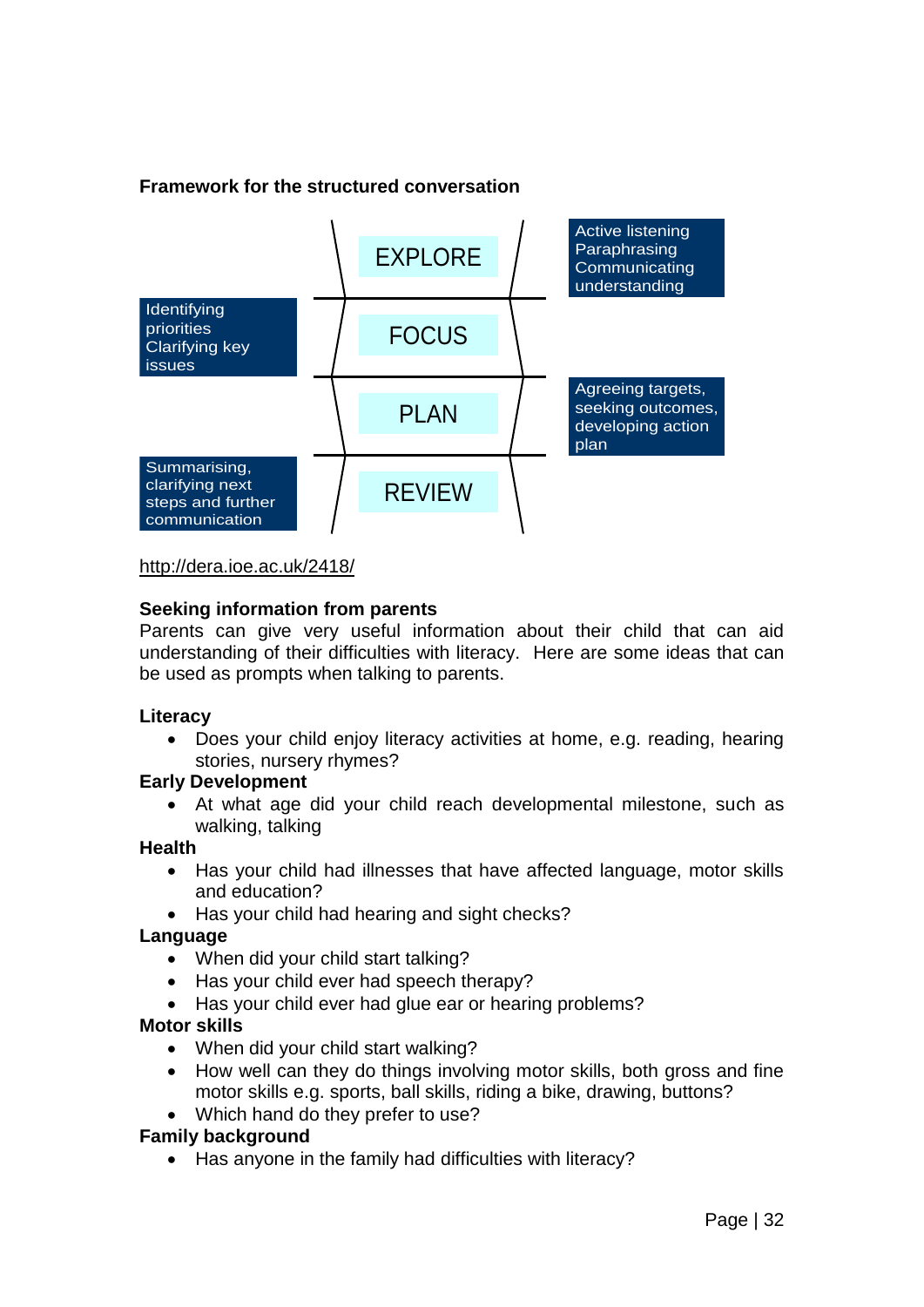**Framework for the structured conversation**

| Stage | Description |
| --- | --- |
| EXPLORE | Active listening Paraphrasing Communicating understanding |
| FOCUS | Identifying priorities Clarifying key issues |
| PLAN | Agreeing targets, seeking outcomes, developing action plan |
| REVIEW | Summarising, clarifying next steps and further communication |

http://dera.ioe.ac.uk/2418/

**Seeking information from parents**

Parents can give very useful information about their child that can aid understanding of their difficulties with literacy. Here are some ideas that can be used as prompts when talking to parents.

**Literacy**

- Does your child enjoy literacy activities at home, e.g. reading, hearing stories, nursery rhymes?

**Early Development**

- At what age did your child reach developmental milestone, such as walking, talking

**Health**

- Has your child had illnesses that have affected language, motor skills and education?
- Has your child had hearing and sight checks?

**Language**

- When did your child start talking?
- Has your child ever had speech therapy?
- Has your child ever had glue ear or hearing problems?

**Motor skills**

- When did your child start walking?
- How well can they do things involving motor skills, both gross and fine motor skills e.g. sports, ball skills, riding a bike, drawing, buttons?
- Which hand do they prefer to use?

**Family background**

- Has anyone in the family had difficulties with literacy?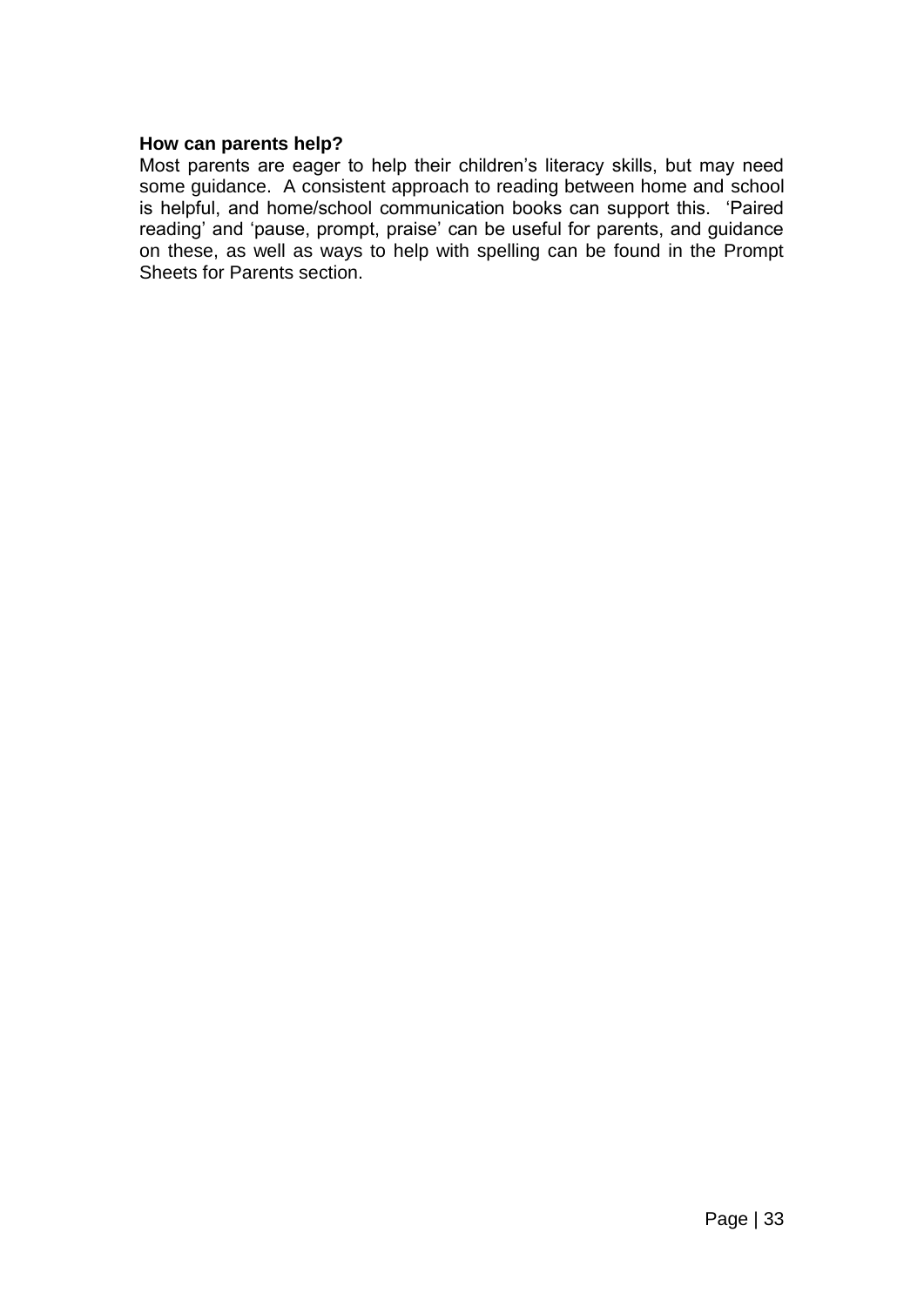**How can parents help?**

Most parents are eager to help their children's literacy skills, but may need some guidance. A consistent approach to reading between home and school is helpful, and home/school communication books can support this. 'Paired reading' and 'pause, prompt, praise' can be useful for parents, and guidance on these, as well as ways to help with spelling can be found in the Prompt Sheets for Parents section.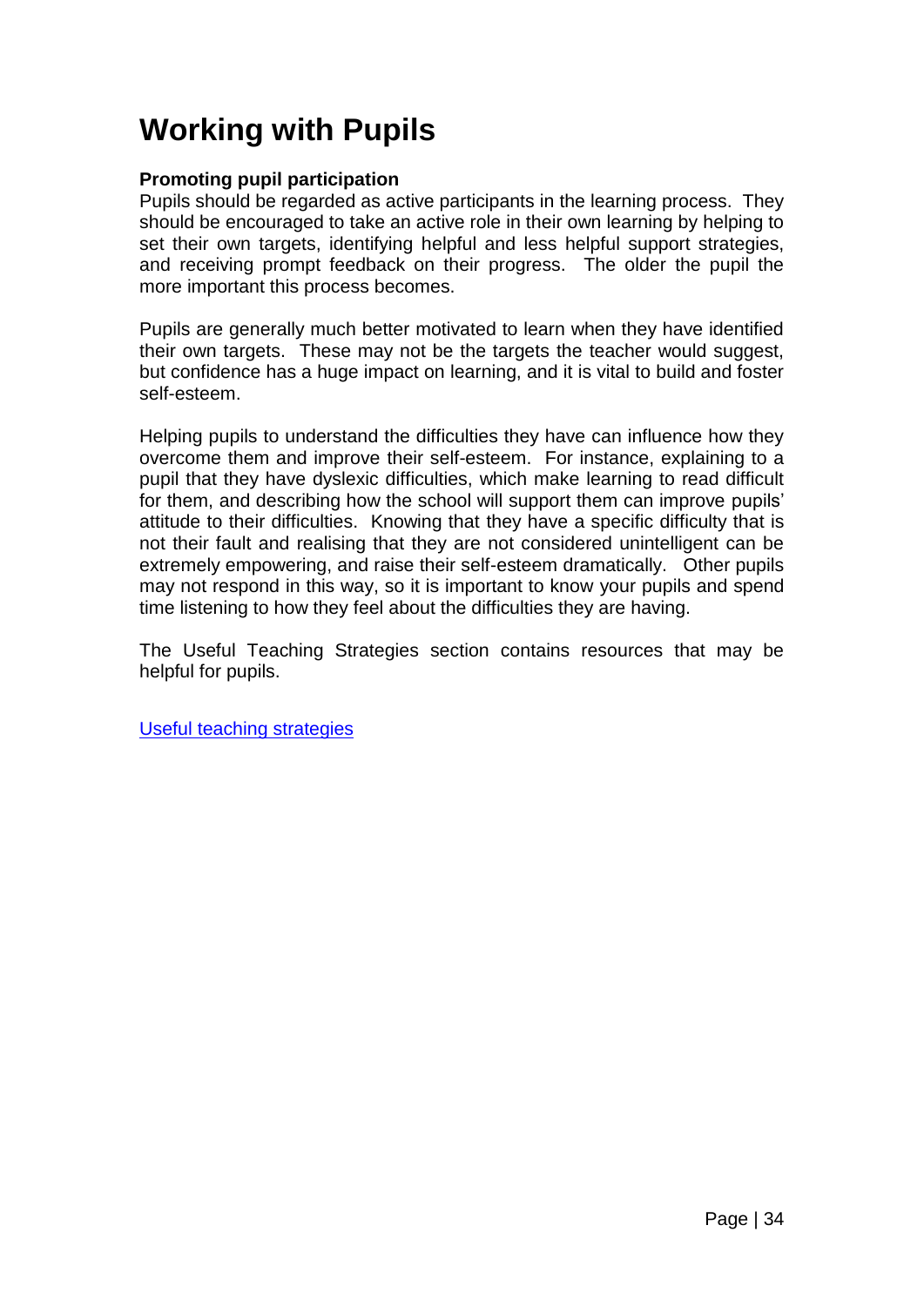# Working with Pupils

**Promoting pupil participation**

Pupils should be regarded as active participants in the learning process. They should be encouraged to take an active role in their own learning by helping to set their own targets, identifying helpful and less helpful support strategies, and receiving prompt feedback on their progress. The older the pupil the more important this process becomes.

Pupils are generally much better motivated to learn when they have identified their own targets. These may not be the targets the teacher would suggest, but confidence has a huge impact on learning, and it is vital to build and foster self-esteem.

Helping pupils to understand the difficulties they have can influence how they overcome them and improve their self-esteem. For instance, explaining to a pupil that they have dyslexic difficulties, which make learning to read difficult for them, and describing how the school will support them can improve pupils' attitude to their difficulties. Knowing that they have a specific difficulty that is not their fault and realising that they are not considered unintelligent can be extremely empowering, and raise their self-esteem dramatically. Other pupils may not respond in this way, so it is important to know your pupils and spend time listening to how they feel about the difficulties they are having.

The Useful Teaching Strategies section contains resources that may be helpful for pupils.

Useful teaching strategies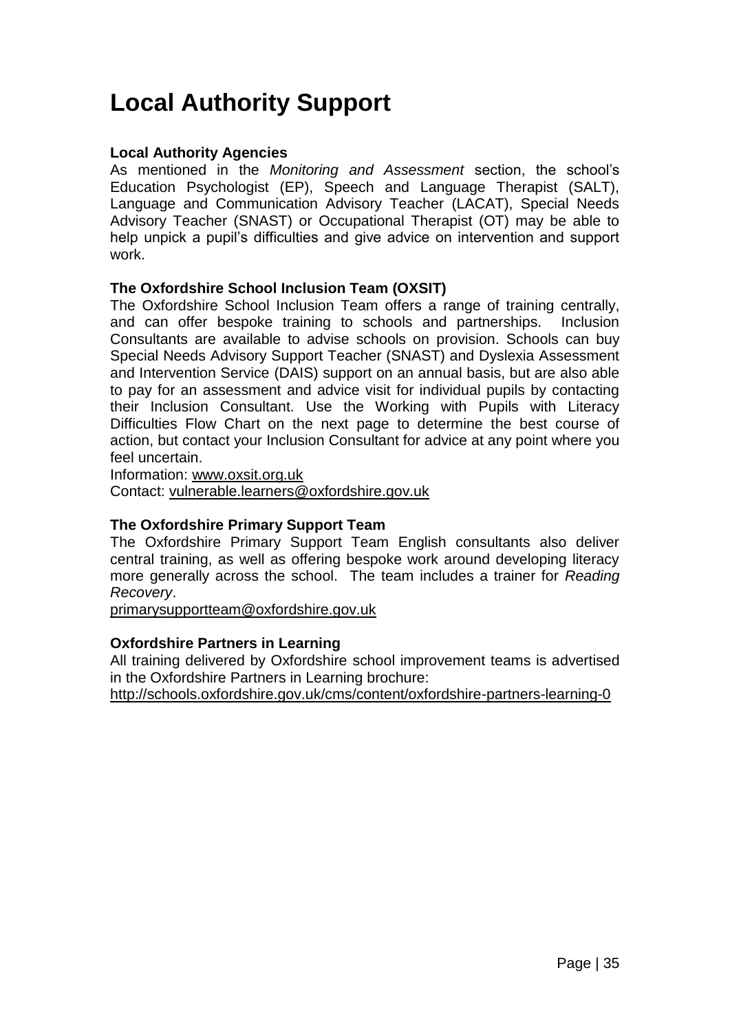# Local Authority Support

**Local Authority Agencies**

As mentioned in the *Monitoring and Assessment* section, the school's Education Psychologist (EP), Speech and Language Therapist (SALT), Language and Communication Advisory Teacher (LACAT), Special Needs Advisory Teacher (SNAST) or Occupational Therapist (OT) may be able to help unpick a pupil's difficulties and give advice on intervention and support work.

**The Oxfordshire School Inclusion Team (OXSIT)**

The Oxfordshire School Inclusion Team offers a range of training centrally, and can offer bespoke training to schools and partnerships. Inclusion Consultants are available to advise schools on provision. Schools can buy Special Needs Advisory Support Teacher (SNAST) and Dyslexia Assessment and Intervention Service (DAIS) support on an annual basis, but are also able to pay for an assessment and advice visit for individual pupils by contacting their Inclusion Consultant. Use the Working with Pupils with Literacy Difficulties Flow Chart on the next page to determine the best course of action, but contact your Inclusion Consultant for advice at any point where you feel uncertain.

Information: www.oxsit.org.uk

Contact: vulnerable.learners@oxfordshire.gov.uk

**The Oxfordshire Primary Support Team**

The Oxfordshire Primary Support Team English consultants also deliver central training, as well as offering bespoke work around developing literacy more generally across the school. The team includes a trainer for *Reading Recovery*.

primarysupportteam@oxfordshire.gov.uk

**Oxfordshire Partners in Learning**

All training delivered by Oxfordshire school improvement teams is advertised in the Oxfordshire Partners in Learning brochure:

http://schools.oxfordshire.gov.uk/cms/content/oxfordshire-partners-learning-0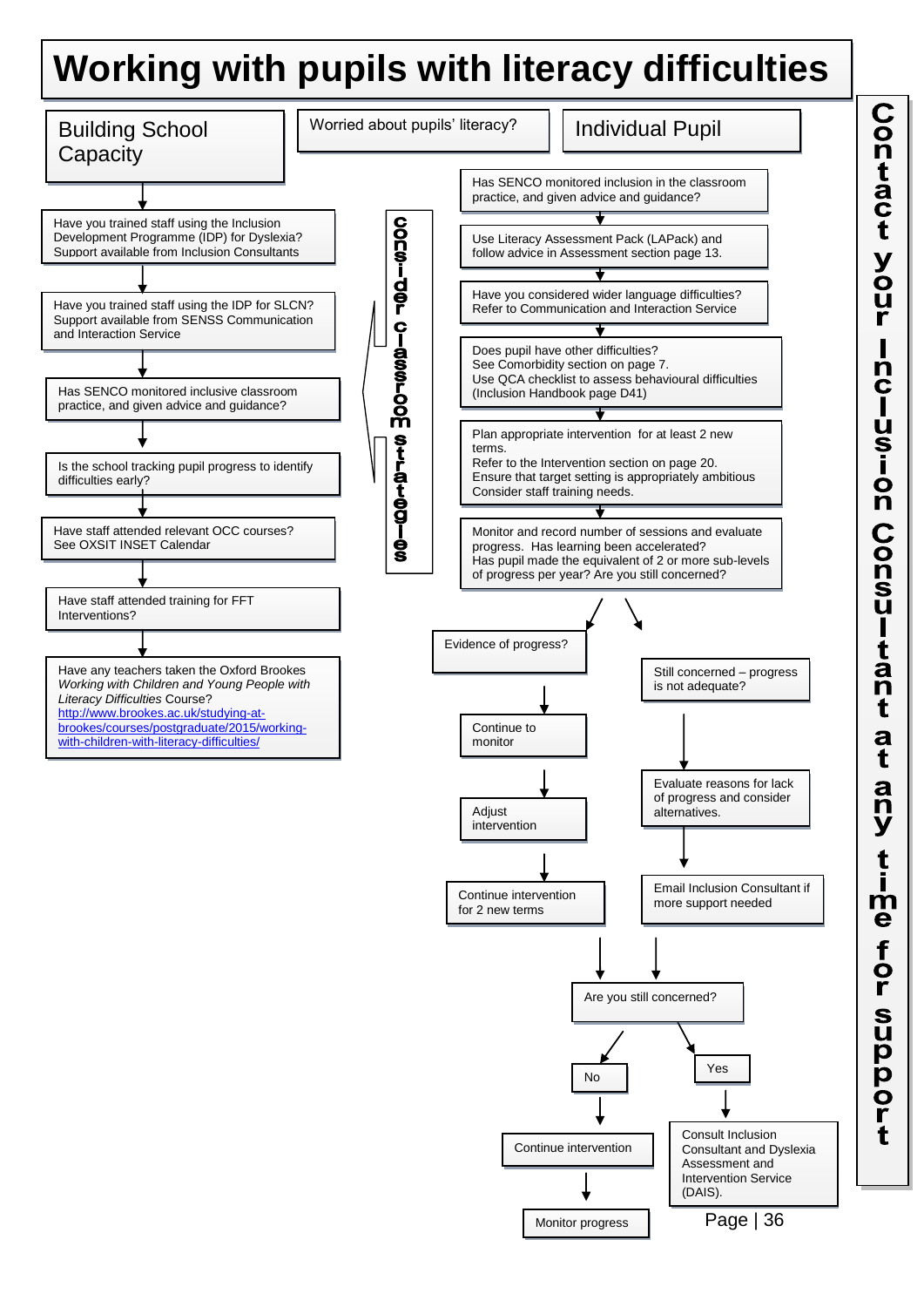# Working with pupils with literacy difficulties

*Worried about pupils' literacy?*

## Building School Capacity

- Have you trained staff using the Inclusion Development Programme (IDP) for Dyslexia? Support available from Inclusion Consultants
- Have you trained staff using the IDP for SLCN? Support available from SENSS Communication and Interaction Service
- Has SENCO monitored inclusive classroom practice, and given advice and guidance?
- Is the school tracking pupil progress to identify difficulties early?
- Have staff attended relevant OCC courses? See OXSIT INSET Calendar
- Have staff attended training for FFT Interventions?
- Have any teachers taken the Oxford Brookes *Working with Children and Young People with Literacy Difficulties* Course? [http://www.brookes.ac.uk/studying-at-brookes/courses/postgraduate/2015/working-with-children-with-literacy-difficulties/](http://www.brookes.ac.uk/studying-at-brookes/courses/postgraduate/2015/working-with-children-with-literacy-difficulties/)

**Consider classroom strategies**

## Individual Pupil

- Has SENCO monitored inclusion in the classroom practice, and given advice and guidance?
- Use Literacy Assessment Pack (LAPack) and follow advice in Assessment section page 13.
- Have you considered wider language difficulties? Refer to Communication and Interaction Service
- Does pupil have other difficulties? See Comorbidity section on page 7. Use QCA checklist to assess behavioural difficulties (Inclusion Handbook page D41)
- Plan appropriate intervention for at least 2 new terms. Refer to the Intervention section on page 20. Ensure that target setting is appropriately ambitious Consider staff training needs.
- Monitor and record number of sessions and evaluate progress. Has learning been accelerated? Has pupil made the equivalent of 2 or more sub-levels of progress per year? Are you still concerned?

**Evidence of progress?**
- Continue to monitor
- Adjust intervention
- Continue intervention for 2 new terms

**Still concerned – progress is not adequate?**
- Evaluate reasons for lack of progress and consider alternatives.
- Email Inclusion Consultant if more support needed

**Are you still concerned?**
- **No** → Continue intervention → Monitor progress
- **Yes** → Consult Inclusion Consultant and Dyslexia Assessment and Intervention Service (DAIS).

**Contact your Inclusion Consultant at any time for support**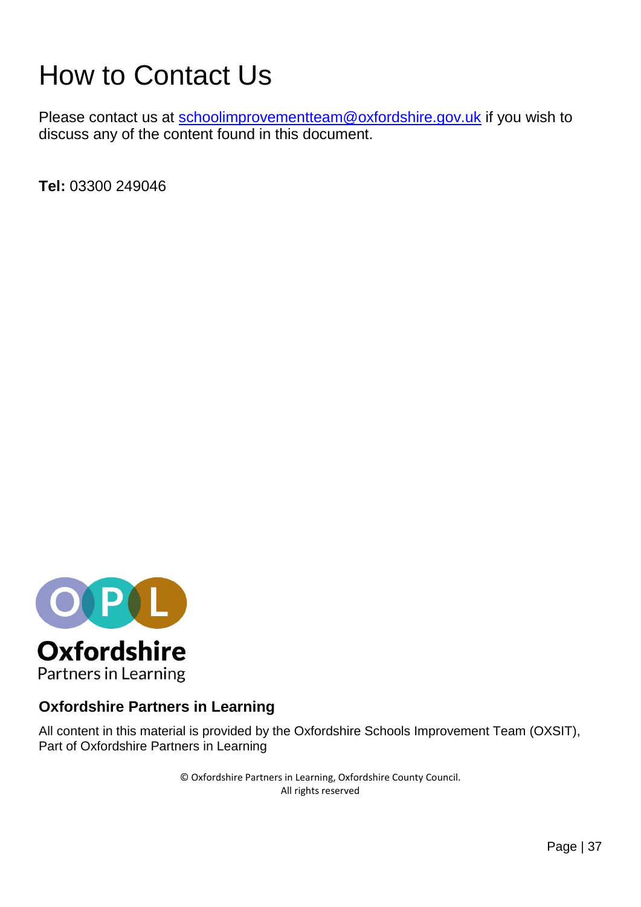# How to Contact Us

Please contact us at schoolimprovementteam@oxfordshire.gov.uk if you wish to discuss any of the content found in this document.

**Tel:** 03300 249046

**Oxfordshire Partners in Learning**

All content in this material is provided by the Oxfordshire Schools Improvement Team (OXSIT), Part of Oxfordshire Partners in Learning

© Oxfordshire Partners in Learning, Oxfordshire County Council.
All rights reserved